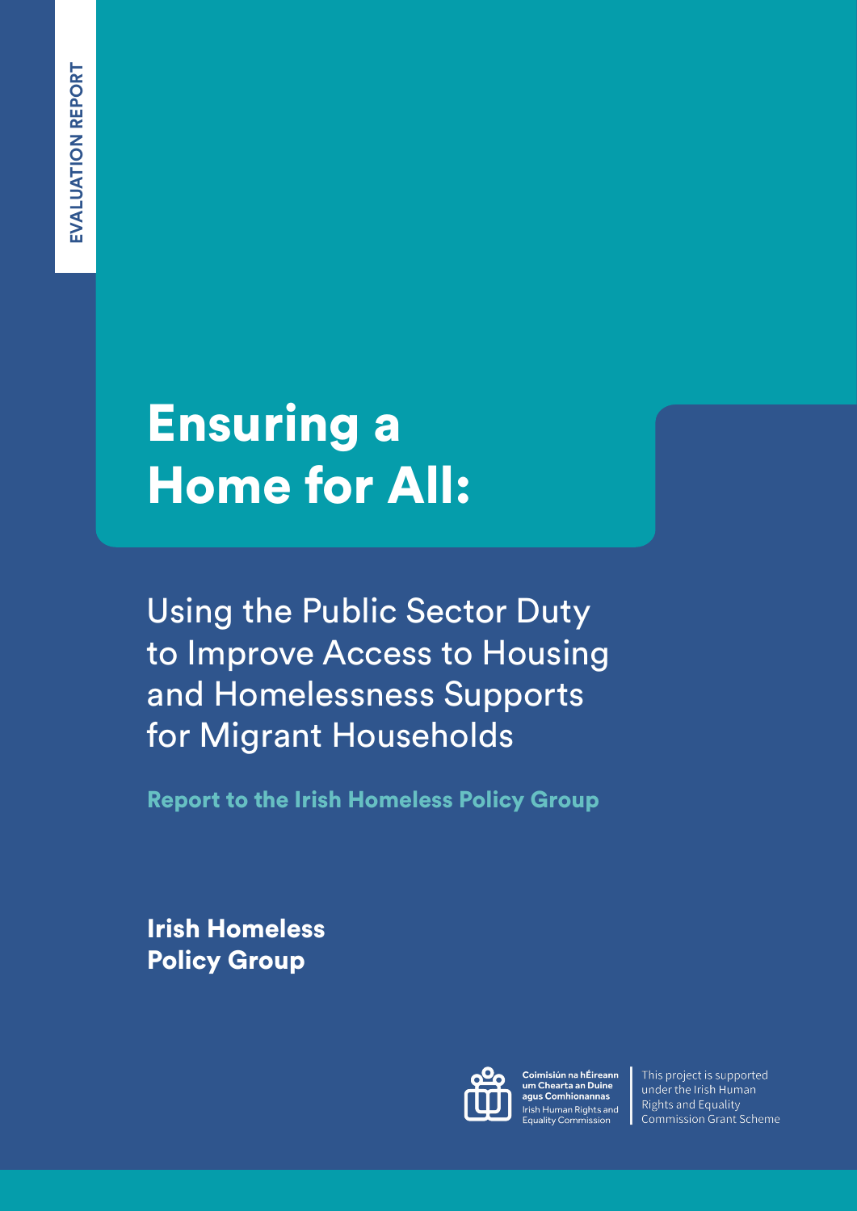EVALUATION REPORT

# Ensuring a Home for All:

## Using the Public Sector Duty to Improve Access to Housing and Homelessness Supports for Migrant Households

**Report to the Irish Homeless Policy Group**

**Irish Homeless Policy Group**

Coimisiún na hÉireann um Chearta an Duine agus Comhionannas
Irish Human Rights and Equality Commission

This project is supported under the Irish Human Rights and Equality Commission Grant Scheme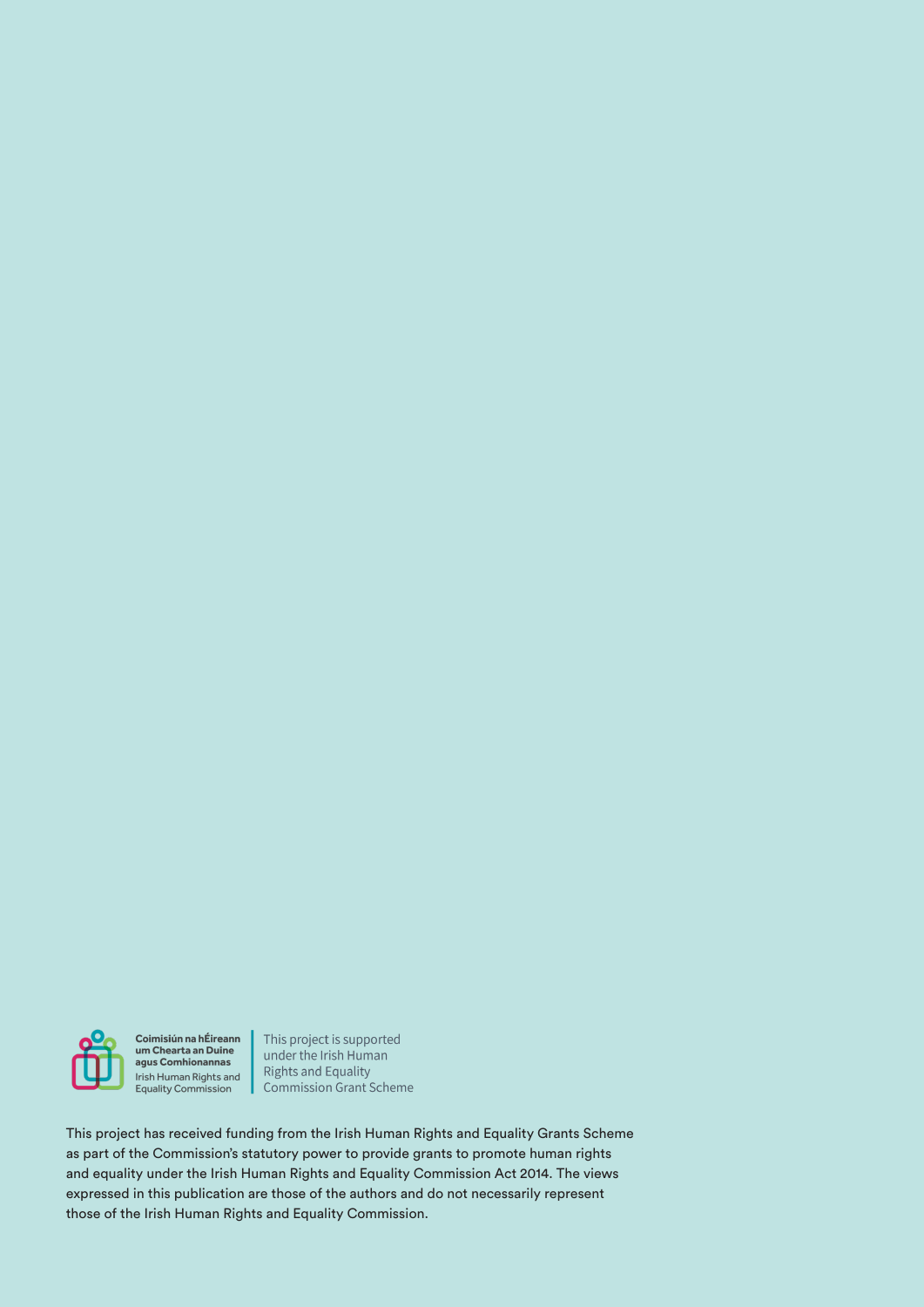Coimisiún na hÉireann um Chearta an Duine agus Comhionannas
Irish Human Rights and Equality Commission

This project is supported under the Irish Human Rights and Equality Commission Grant Scheme

This project has received funding from the Irish Human Rights and Equality Grants Scheme as part of the Commission's statutory power to provide grants to promote human rights and equality under the Irish Human Rights and Equality Commission Act 2014. The views expressed in this publication are those of the authors and do not necessarily represent those of the Irish Human Rights and Equality Commission.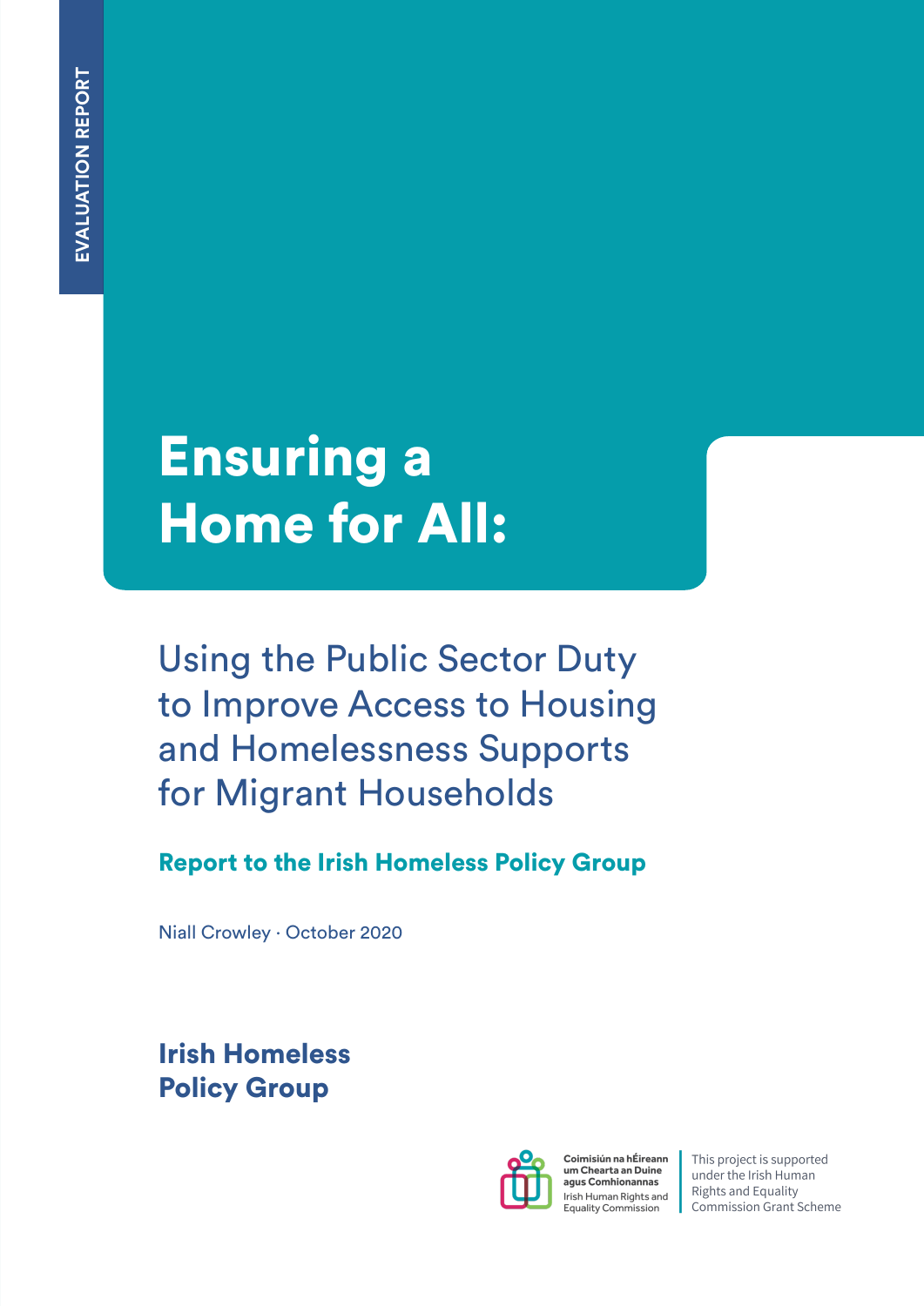EVALUATION REPORT

# Ensuring a Home for All:

## Using the Public Sector Duty to Improve Access to Housing and Homelessness Supports for Migrant Households

**Report to the Irish Homeless Policy Group**

Niall Crowley · October 2020

**Irish Homeless Policy Group**

Coimisiún na hÉireann um Chearta an Duine agus Comhionannas
Irish Human Rights and Equality Commission

This project is supported under the Irish Human Rights and Equality Commission Grant Scheme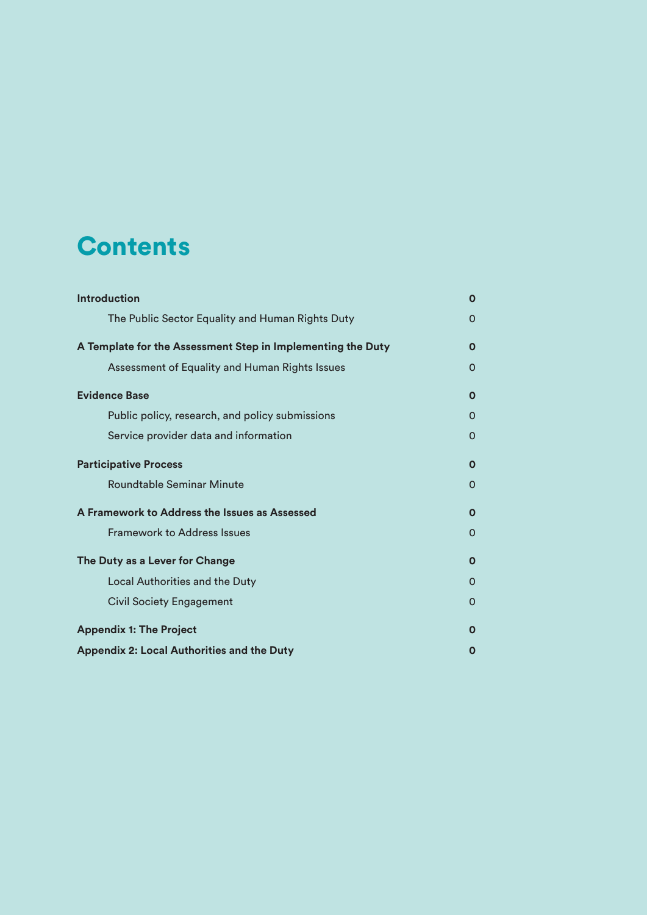# Contents

| | |
|---|---|
| **Introduction** | **0** |
| The Public Sector Equality and Human Rights Duty | 0 |
| **A Template for the Assessment Step in Implementing the Duty** | **0** |
| Assessment of Equality and Human Rights Issues | 0 |
| **Evidence Base** | **0** |
| Public policy, research, and policy submissions | 0 |
| Service provider data and information | 0 |
| **Participative Process** | **0** |
| Roundtable Seminar Minute | 0 |
| **A Framework to Address the Issues as Assessed** | **0** |
| Framework to Address Issues | 0 |
| **The Duty as a Lever for Change** | **0** |
| Local Authorities and the Duty | 0 |
| Civil Society Engagement | 0 |
| **Appendix 1: The Project** | **0** |
| **Appendix 2: Local Authorities and the Duty** | **0** |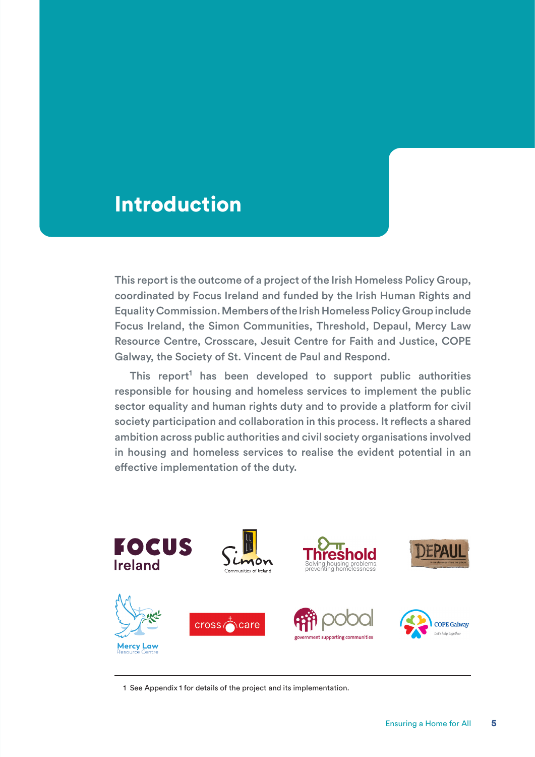# Introduction

This report is the outcome of a project of the Irish Homeless Policy Group, coordinated by Focus Ireland and funded by the Irish Human Rights and Equality Commission. Members of the Irish Homeless Policy Group include Focus Ireland, the Simon Communities, Threshold, Depaul, Mercy Law Resource Centre, Crosscare, Jesuit Centre for Faith and Justice, COPE Galway, the Society of St. Vincent de Paul and Respond.

This report[1] has been developed to support public authorities responsible for housing and homeless services to implement the public sector equality and human rights duty and to provide a platform for civil society participation and collaboration in this process. It reflects a shared ambition across public authorities and civil society organisations involved in housing and homeless services to realise the evident potential in an effective implementation of the duty.

1 See Appendix 1 for details of the project and its implementation.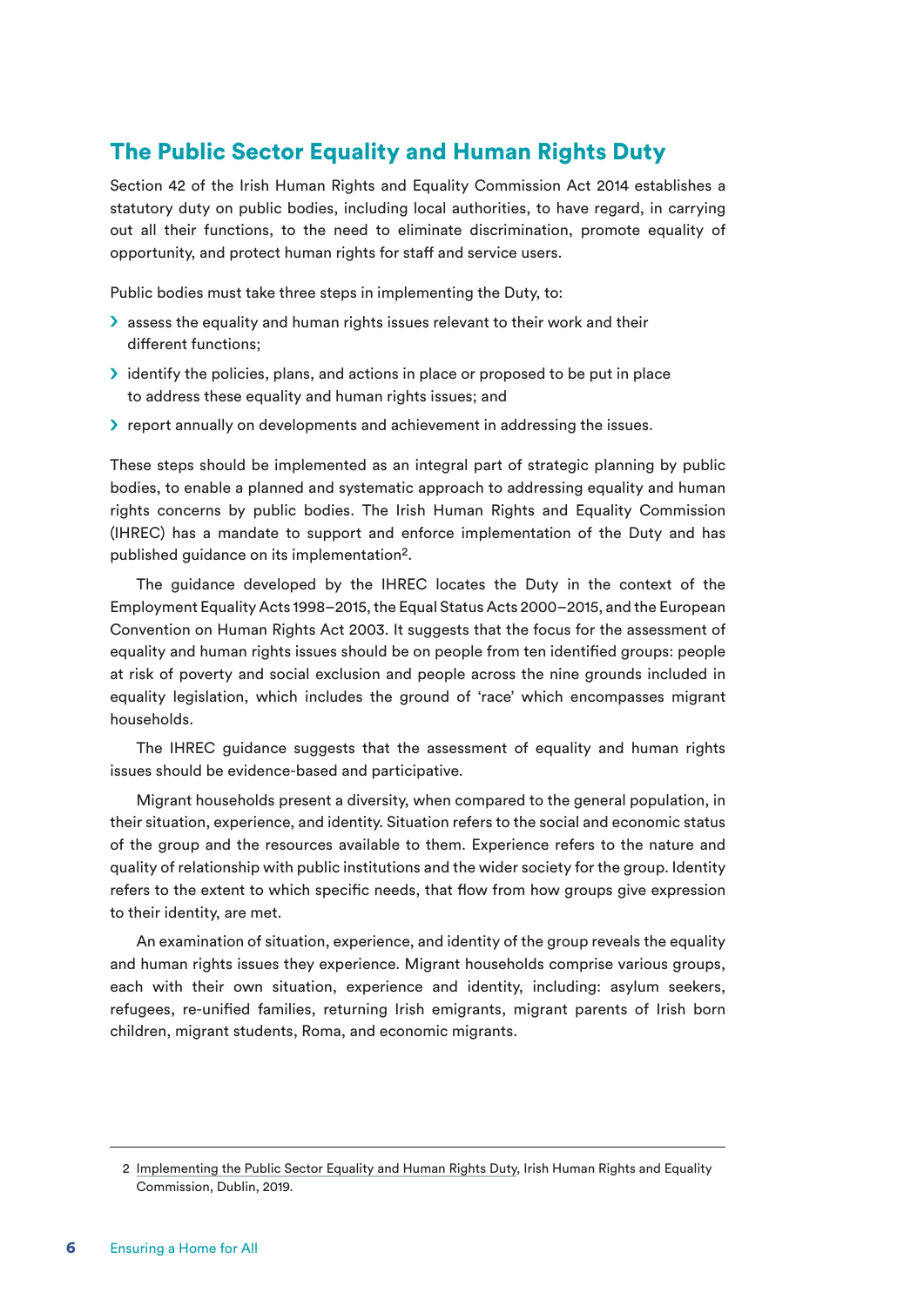## The Public Sector Equality and Human Rights Duty

Section 42 of the Irish Human Rights and Equality Commission Act 2014 establishes a statutory duty on public bodies, including local authorities, to have regard, in carrying out all their functions, to the need to eliminate discrimination, promote equality of opportunity, and protect human rights for staff and service users.

Public bodies must take three steps in implementing the Duty, to:

- assess the equality and human rights issues relevant to their work and their different functions;
- identify the policies, plans, and actions in place or proposed to be put in place to address these equality and human rights issues; and
- report annually on developments and achievement in addressing the issues.

These steps should be implemented as an integral part of strategic planning by public bodies, to enable a planned and systematic approach to addressing equality and human rights concerns by public bodies. The Irish Human Rights and Equality Commission (IHREC) has a mandate to support and enforce implementation of the Duty and has published guidance on its implementation[2].

The guidance developed by the IHREC locates the Duty in the context of the Employment Equality Acts 1998–2015, the Equal Status Acts 2000–2015, and the European Convention on Human Rights Act 2003. It suggests that the focus for the assessment of equality and human rights issues should be on people from ten identified groups: people at risk of poverty and social exclusion and people across the nine grounds included in equality legislation, which includes the ground of 'race' which encompasses migrant households.

The IHREC guidance suggests that the assessment of equality and human rights issues should be evidence-based and participative.

Migrant households present a diversity, when compared to the general population, in their situation, experience, and identity. Situation refers to the social and economic status of the group and the resources available to them. Experience refers to the nature and quality of relationship with public institutions and the wider society for the group. Identity refers to the extent to which specific needs, that flow from how groups give expression to their identity, are met.

An examination of situation, experience, and identity of the group reveals the equality and human rights issues they experience. Migrant households comprise various groups, each with their own situation, experience and identity, including: asylum seekers, refugees, re-unified families, returning Irish emigrants, migrant parents of Irish born children, migrant students, Roma, and economic migrants.

---

2 Implementing the Public Sector Equality and Human Rights Duty, Irish Human Rights and Equality Commission, Dublin, 2019.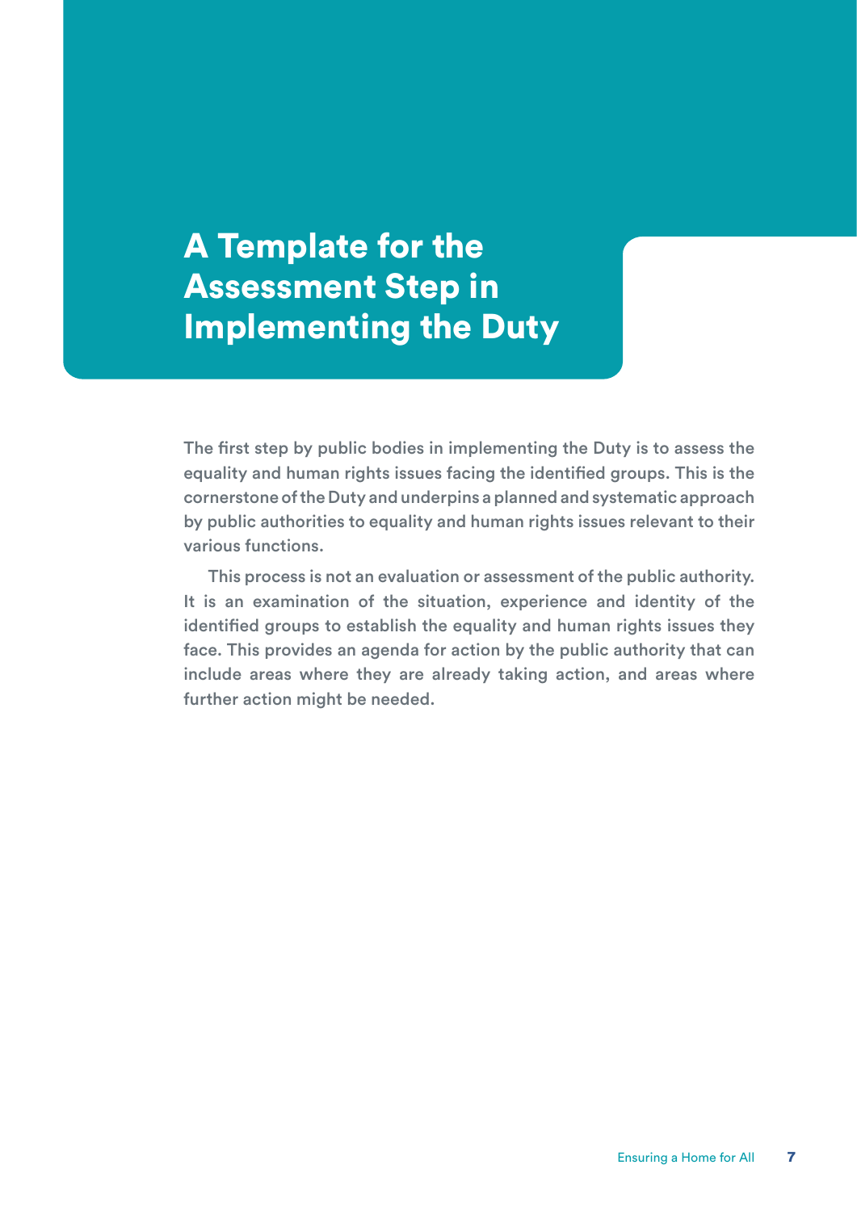# A Template for the Assessment Step in Implementing the Duty

The first step by public bodies in implementing the Duty is to assess the equality and human rights issues facing the identified groups. This is the cornerstone of the Duty and underpins a planned and systematic approach by public authorities to equality and human rights issues relevant to their various functions.

This process is not an evaluation or assessment of the public authority. It is an examination of the situation, experience and identity of the identified groups to establish the equality and human rights issues they face. This provides an agenda for action by the public authority that can include areas where they are already taking action, and areas where further action might be needed.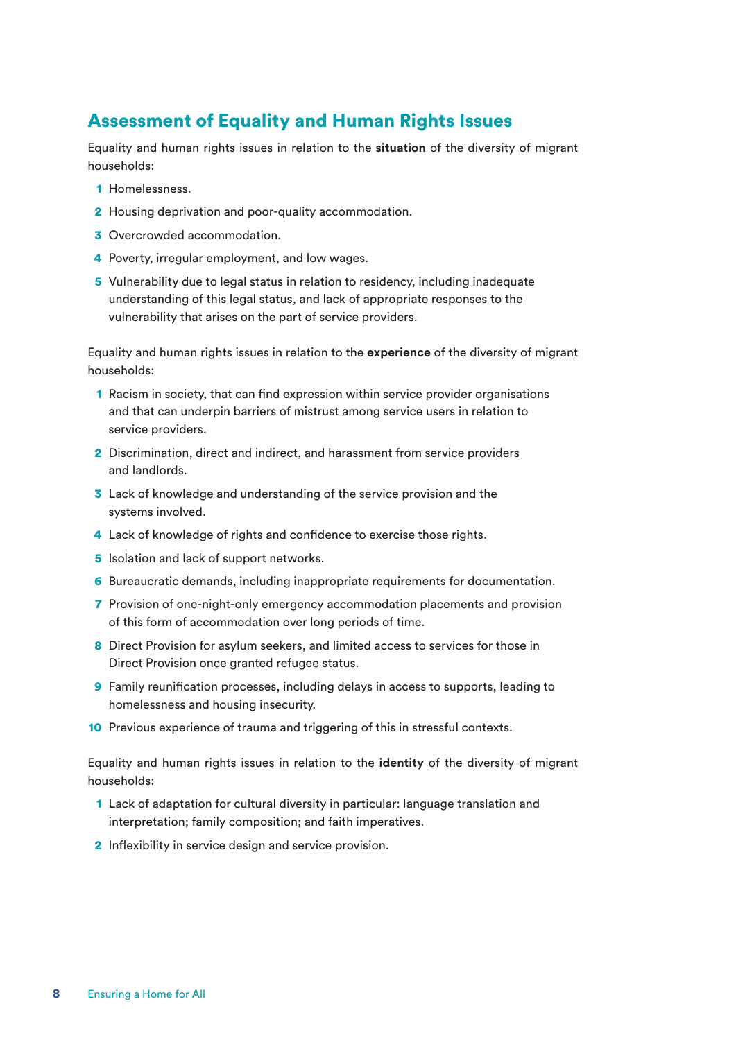## Assessment of Equality and Human Rights Issues

Equality and human rights issues in relation to the **situation** of the diversity of migrant households:

1. Homelessness.
2. Housing deprivation and poor-quality accommodation.
3. Overcrowded accommodation.
4. Poverty, irregular employment, and low wages.
5. Vulnerability due to legal status in relation to residency, including inadequate understanding of this legal status, and lack of appropriate responses to the vulnerability that arises on the part of service providers.

Equality and human rights issues in relation to the **experience** of the diversity of migrant households:

1. Racism in society, that can find expression within service provider organisations and that can underpin barriers of mistrust among service users in relation to service providers.
2. Discrimination, direct and indirect, and harassment from service providers and landlords.
3. Lack of knowledge and understanding of the service provision and the systems involved.
4. Lack of knowledge of rights and confidence to exercise those rights.
5. Isolation and lack of support networks.
6. Bureaucratic demands, including inappropriate requirements for documentation.
7. Provision of one-night-only emergency accommodation placements and provision of this form of accommodation over long periods of time.
8. Direct Provision for asylum seekers, and limited access to services for those in Direct Provision once granted refugee status.
9. Family reunification processes, including delays in access to supports, leading to homelessness and housing insecurity.
10. Previous experience of trauma and triggering of this in stressful contexts.

Equality and human rights issues in relation to the **identity** of the diversity of migrant households:

1. Lack of adaptation for cultural diversity in particular: language translation and interpretation; family composition; and faith imperatives.
2. Inflexibility in service design and service provision.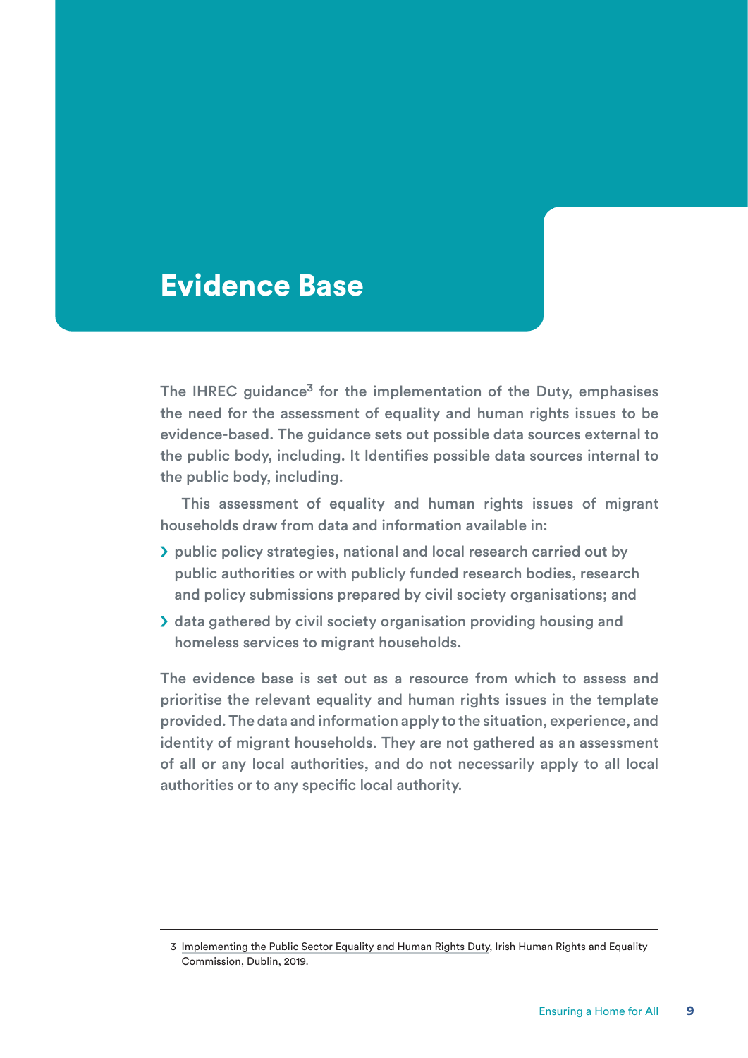# Evidence Base

The IHREC guidance[3] for the implementation of the Duty, emphasises the need for the assessment of equality and human rights issues to be evidence-based. The guidance sets out possible data sources external to the public body, including. It Identifies possible data sources internal to the public body, including.

This assessment of equality and human rights issues of migrant households draw from data and information available in:

- public policy strategies, national and local research carried out by public authorities or with publicly funded research bodies, research and policy submissions prepared by civil society organisations; and
- data gathered by civil society organisation providing housing and homeless services to migrant households.

The evidence base is set out as a resource from which to assess and prioritise the relevant equality and human rights issues in the template provided. The data and information apply to the situation, experience, and identity of migrant households. They are not gathered as an assessment of all or any local authorities, and do not necessarily apply to all local authorities or to any specific local authority.

---

3 Implementing the Public Sector Equality and Human Rights Duty, Irish Human Rights and Equality Commission, Dublin, 2019.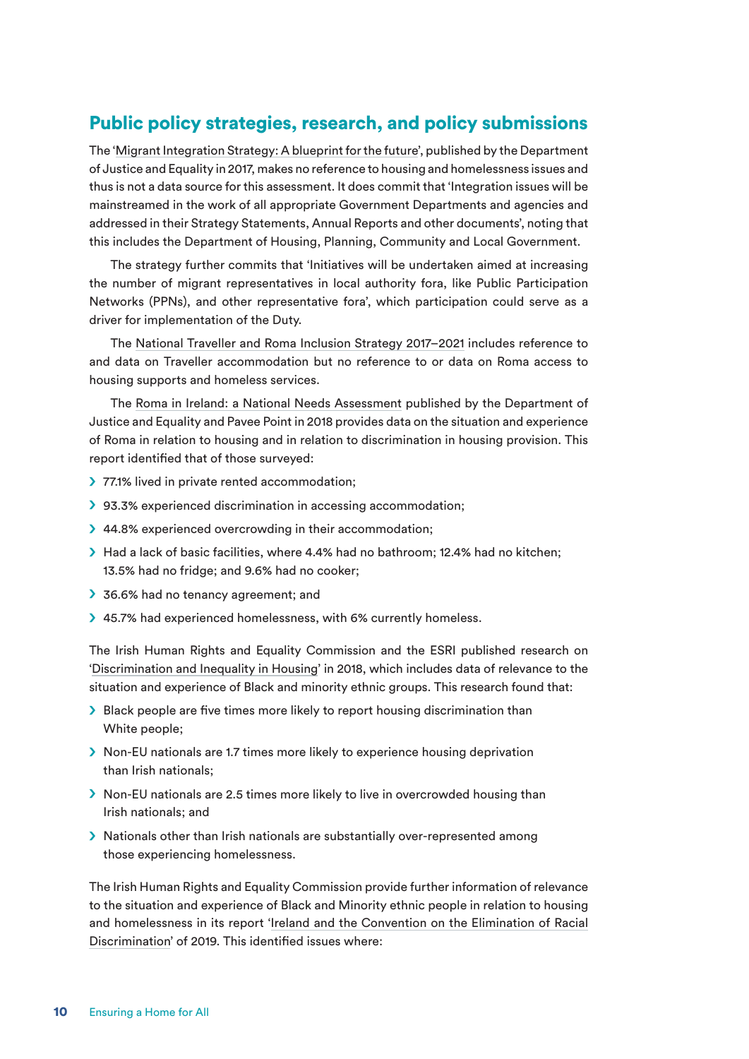## Public policy strategies, research, and policy submissions

The 'Migrant Integration Strategy: A blueprint for the future', published by the Department of Justice and Equality in 2017, makes no reference to housing and homelessness issues and thus is not a data source for this assessment. It does commit that 'Integration issues will be mainstreamed in the work of all appropriate Government Departments and agencies and addressed in their Strategy Statements, Annual Reports and other documents', noting that this includes the Department of Housing, Planning, Community and Local Government.

The strategy further commits that 'Initiatives will be undertaken aimed at increasing the number of migrant representatives in local authority fora, like Public Participation Networks (PPNs), and other representative fora', which participation could serve as a driver for implementation of the Duty.

The National Traveller and Roma Inclusion Strategy 2017–2021 includes reference to and data on Traveller accommodation but no reference to or data on Roma access to housing supports and homeless services.

The Roma in Ireland: a National Needs Assessment published by the Department of Justice and Equality and Pavee Point in 2018 provides data on the situation and experience of Roma in relation to housing and in relation to discrimination in housing provision. This report identified that of those surveyed:

- 77.1% lived in private rented accommodation;
- 93.3% experienced discrimination in accessing accommodation;
- 44.8% experienced overcrowding in their accommodation;
- Had a lack of basic facilities, where 4.4% had no bathroom; 12.4% had no kitchen; 13.5% had no fridge; and 9.6% had no cooker;
- 36.6% had no tenancy agreement; and
- 45.7% had experienced homelessness, with 6% currently homeless.

The Irish Human Rights and Equality Commission and the ESRI published research on 'Discrimination and Inequality in Housing' in 2018, which includes data of relevance to the situation and experience of Black and minority ethnic groups. This research found that:

- Black people are five times more likely to report housing discrimination than White people;
- Non-EU nationals are 1.7 times more likely to experience housing deprivation than Irish nationals;
- Non-EU nationals are 2.5 times more likely to live in overcrowded housing than Irish nationals; and
- Nationals other than Irish nationals are substantially over-represented among those experiencing homelessness.

The Irish Human Rights and Equality Commission provide further information of relevance to the situation and experience of Black and Minority ethnic people in relation to housing and homelessness in its report 'Ireland and the Convention on the Elimination of Racial Discrimination' of 2019. This identified issues where: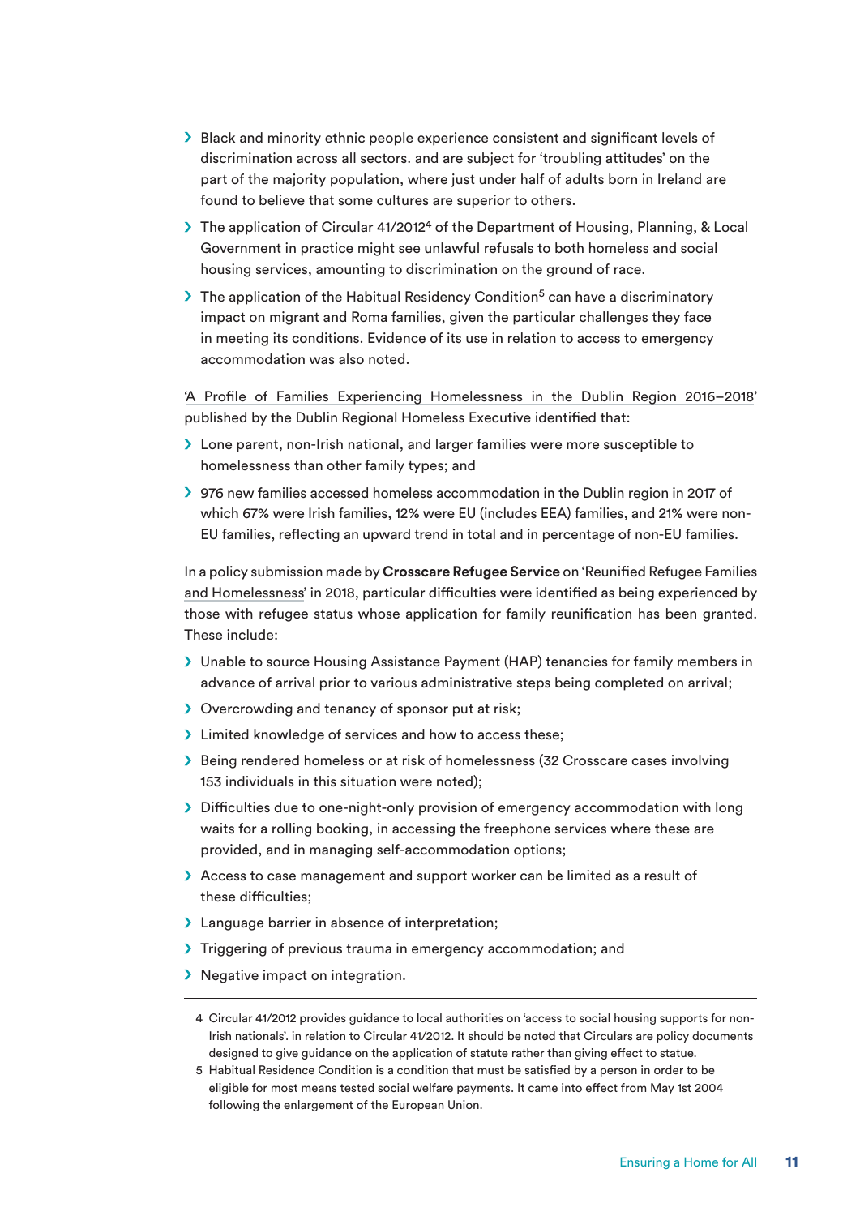- Black and minority ethnic people experience consistent and significant levels of discrimination across all sectors. and are subject for 'troubling attitudes' on the part of the majority population, where just under half of adults born in Ireland are found to believe that some cultures are superior to others.
- The application of Circular 41/2012[4] of the Department of Housing, Planning, & Local Government in practice might see unlawful refusals to both homeless and social housing services, amounting to discrimination on the ground of race.
- The application of the Habitual Residency Condition[5] can have a discriminatory impact on migrant and Roma families, given the particular challenges they face in meeting its conditions. Evidence of its use in relation to access to emergency accommodation was also noted.

'A Profile of Families Experiencing Homelessness in the Dublin Region 2016–2018' published by the Dublin Regional Homeless Executive identified that:

- Lone parent, non-Irish national, and larger families were more susceptible to homelessness than other family types; and
- 976 new families accessed homeless accommodation in the Dublin region in 2017 of which 67% were Irish families, 12% were EU (includes EEA) families, and 21% were non-EU families, reflecting an upward trend in total and in percentage of non-EU families.

In a policy submission made by **Crosscare Refugee Service** on 'Reunified Refugee Families and Homelessness' in 2018, particular difficulties were identified as being experienced by those with refugee status whose application for family reunification has been granted. These include:

- Unable to source Housing Assistance Payment (HAP) tenancies for family members in advance of arrival prior to various administrative steps being completed on arrival;
- Overcrowding and tenancy of sponsor put at risk;
- Limited knowledge of services and how to access these;
- Being rendered homeless or at risk of homelessness (32 Crosscare cases involving 153 individuals in this situation were noted);
- Difficulties due to one-night-only provision of emergency accommodation with long waits for a rolling booking, in accessing the freephone services where these are provided, and in managing self-accommodation options;
- Access to case management and support worker can be limited as a result of these difficulties;
- Language barrier in absence of interpretation;
- Triggering of previous trauma in emergency accommodation; and
- Negative impact on integration.

---

4 Circular 41/2012 provides guidance to local authorities on 'access to social housing supports for non-Irish nationals'. in relation to Circular 41/2012. It should be noted that Circulars are policy documents designed to give guidance on the application of statute rather than giving effect to statue.

5 Habitual Residence Condition is a condition that must be satisfied by a person in order to be eligible for most means tested social welfare payments. It came into effect from May 1st 2004 following the enlargement of the European Union.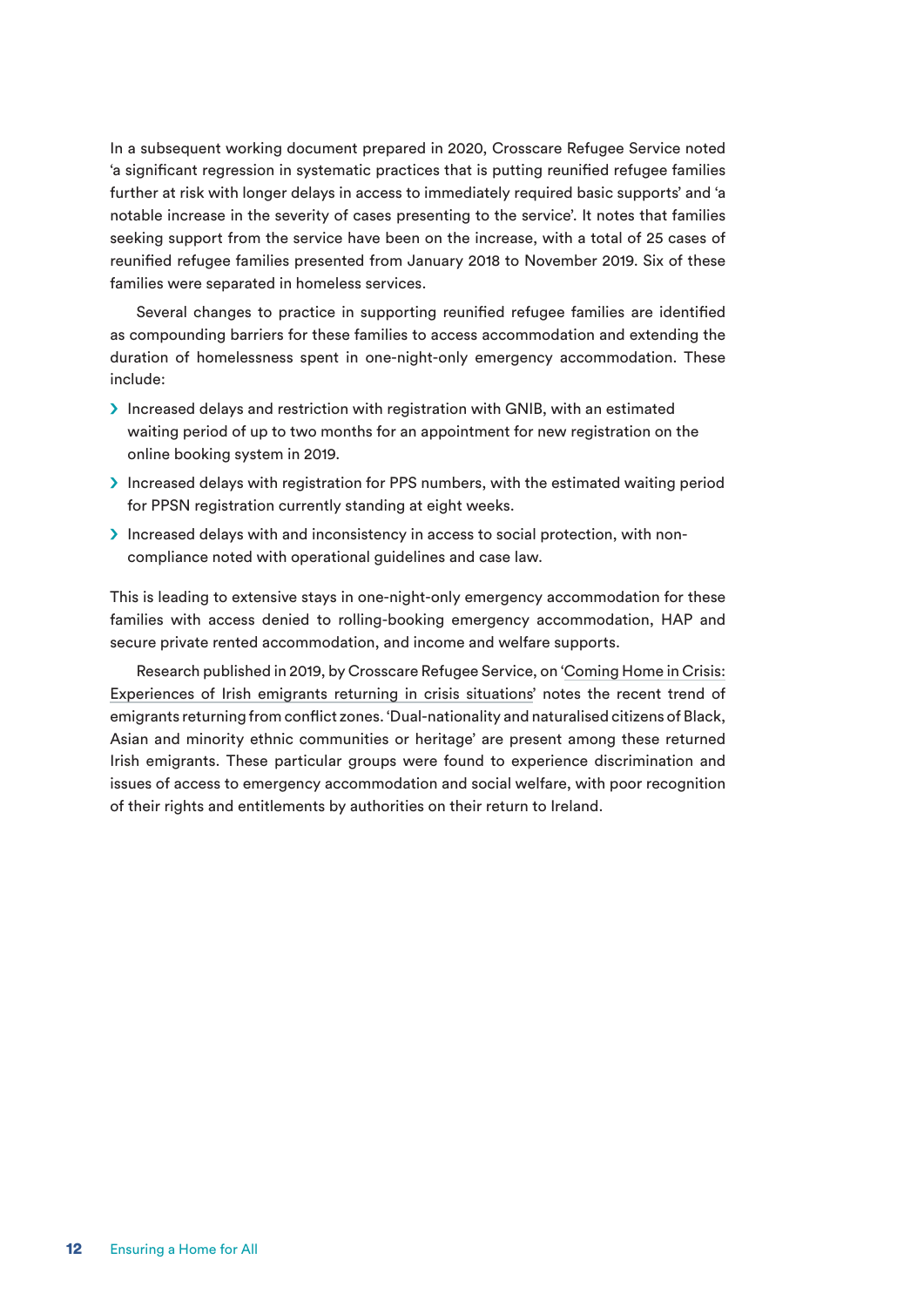In a subsequent working document prepared in 2020, Crosscare Refugee Service noted 'a significant regression in systematic practices that is putting reunified refugee families further at risk with longer delays in access to immediately required basic supports' and 'a notable increase in the severity of cases presenting to the service'. It notes that families seeking support from the service have been on the increase, with a total of 25 cases of reunified refugee families presented from January 2018 to November 2019. Six of these families were separated in homeless services.

Several changes to practice in supporting reunified refugee families are identified as compounding barriers for these families to access accommodation and extending the duration of homelessness spent in one-night-only emergency accommodation. These include:

- Increased delays and restriction with registration with GNIB, with an estimated waiting period of up to two months for an appointment for new registration on the online booking system in 2019.
- Increased delays with registration for PPS numbers, with the estimated waiting period for PPSN registration currently standing at eight weeks.
- Increased delays with and inconsistency in access to social protection, with non-compliance noted with operational guidelines and case law.

This is leading to extensive stays in one-night-only emergency accommodation for these families with access denied to rolling-booking emergency accommodation, HAP and secure private rented accommodation, and income and welfare supports.

Research published in 2019, by Crosscare Refugee Service, on 'Coming Home in Crisis: Experiences of Irish emigrants returning in crisis situations' notes the recent trend of emigrants returning from conflict zones. 'Dual-nationality and naturalised citizens of Black, Asian and minority ethnic communities or heritage' are present among these returned Irish emigrants. These particular groups were found to experience discrimination and issues of access to emergency accommodation and social welfare, with poor recognition of their rights and entitlements by authorities on their return to Ireland.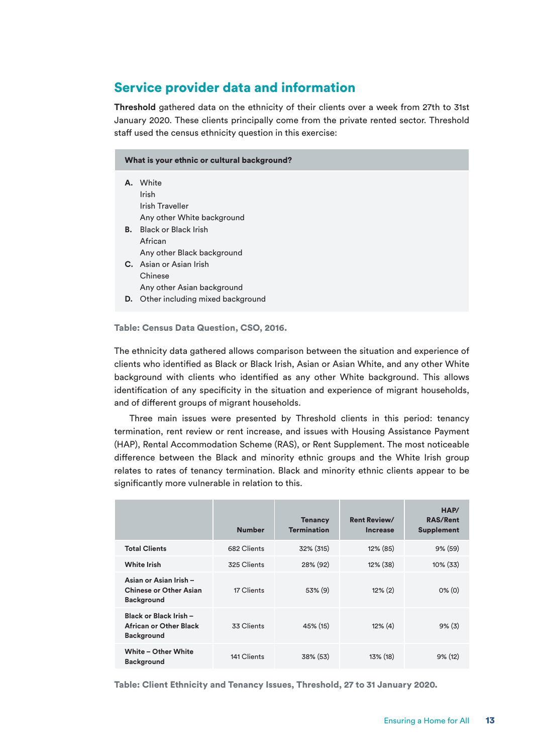## Service provider data and information

**Threshold** gathered data on the ethnicity of their clients over a week from 27th to 31st January 2020. These clients principally come from the private rented sector. Threshold staff used the census ethnicity question in this exercise:

| What is your ethnic or cultural background? |
|---|
| **A.** White<br>Irish<br>Irish Traveller<br>Any other White background<br>**B.** Black or Black Irish<br>African<br>Any other Black background<br>**C.** Asian or Asian Irish<br>Chinese<br>Any other Asian background<br>**D.** Other including mixed background |

**Table: Census Data Question, CSO, 2016.**

The ethnicity data gathered allows comparison between the situation and experience of clients who identified as Black or Black Irish, Asian or Asian White, and any other White background with clients who identified as any other White background. This allows identification of any specificity in the situation and experience of migrant households, and of different groups of migrant households.

Three main issues were presented by Threshold clients in this period: tenancy termination, rent review or rent increase, and issues with Housing Assistance Payment (HAP), Rental Accommodation Scheme (RAS), or Rent Supplement. The most noticeable difference between the Black and minority ethnic groups and the White Irish group relates to rates of tenancy termination. Black and minority ethnic clients appear to be significantly more vulnerable in relation to this.

| | Number | Tenancy Termination | Rent Review/ Increase | HAP/ RAS/Rent Supplement |
|---|---|---|---|---|
| **Total Clients** | 682 Clients | 32% (315) | 12% (85) | 9% (59) |
| **White Irish** | 325 Clients | 28% (92) | 12% (38) | 10% (33) |
| **Asian or Asian Irish – Chinese or Other Asian Background** | 17 Clients | 53% (9) | 12% (2) | 0% (0) |
| **Black or Black Irish – African or Other Black Background** | 33 Clients | 45% (15) | 12% (4) | 9% (3) |
| **White – Other White Background** | 141 Clients | 38% (53) | 13% (18) | 9% (12) |

**Table: Client Ethnicity and Tenancy Issues, Threshold, 27 to 31 January 2020.**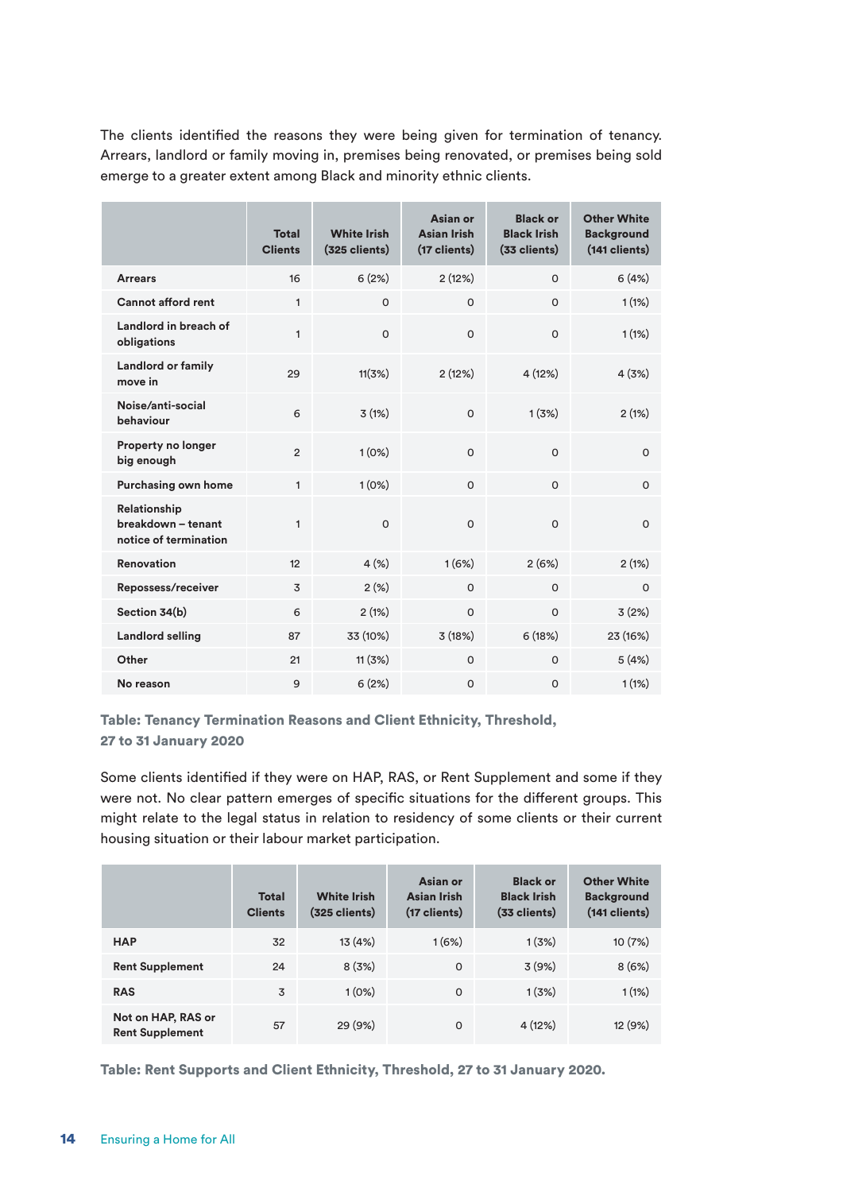The clients identified the reasons they were being given for termination of tenancy. Arrears, landlord or family moving in, premises being renovated, or premises being sold emerge to a greater extent among Black and minority ethnic clients.

| | Total Clients | White Irish (325 clients) | Asian or Asian Irish (17 clients) | Black or Black Irish (33 clients) | Other White Background (141 clients) |
|---|---|---|---|---|---|
| Arrears | 16 | 6 (2%) | 2 (12%) | 0 | 6 (4%) |
| Cannot afford rent | 1 | 0 | 0 | 0 | 1 (1%) |
| Landlord in breach of obligations | 1 | 0 | 0 | 0 | 1 (1%) |
| Landlord or family move in | 29 | 11(3%) | 2 (12%) | 4 (12%) | 4 (3%) |
| Noise/anti-social behaviour | 6 | 3 (1%) | 0 | 1 (3%) | 2 (1%) |
| Property no longer big enough | 2 | 1 (0%) | 0 | 0 | 0 |
| Purchasing own home | 1 | 1 (0%) | 0 | 0 | 0 |
| Relationship breakdown – tenant notice of termination | 1 | 0 | 0 | 0 | 0 |
| Renovation | 12 | 4 (%) | 1 (6%) | 2 (6%) | 2 (1%) |
| Repossess/receiver | 3 | 2 (%) | 0 | 0 | 0 |
| Section 34(b) | 6 | 2 (1%) | 0 | 0 | 3 (2%) |
| Landlord selling | 87 | 33 (10%) | 3 (18%) | 6 (18%) | 23 (16%) |
| Other | 21 | 11 (3%) | 0 | 0 | 5 (4%) |
| No reason | 9 | 6 (2%) | 0 | 0 | 1 (1%) |

**Table: Tenancy Termination Reasons and Client Ethnicity, Threshold, 27 to 31 January 2020**

Some clients identified if they were on HAP, RAS, or Rent Supplement and some if they were not. No clear pattern emerges of specific situations for the different groups. This might relate to the legal status in relation to residency of some clients or their current housing situation or their labour market participation.

| | Total Clients | White Irish (325 clients) | Asian or Asian Irish (17 clients) | Black or Black Irish (33 clients) | Other White Background (141 clients) |
|---|---|---|---|---|---|
| HAP | 32 | 13 (4%) | 1 (6%) | 1 (3%) | 10 (7%) |
| Rent Supplement | 24 | 8 (3%) | 0 | 3 (9%) | 8 (6%) |
| RAS | 3 | 1 (0%) | 0 | 1 (3%) | 1 (1%) |
| Not on HAP, RAS or Rent Supplement | 57 | 29 (9%) | 0 | 4 (12%) | 12 (9%) |

**Table: Rent Supports and Client Ethnicity, Threshold, 27 to 31 January 2020.**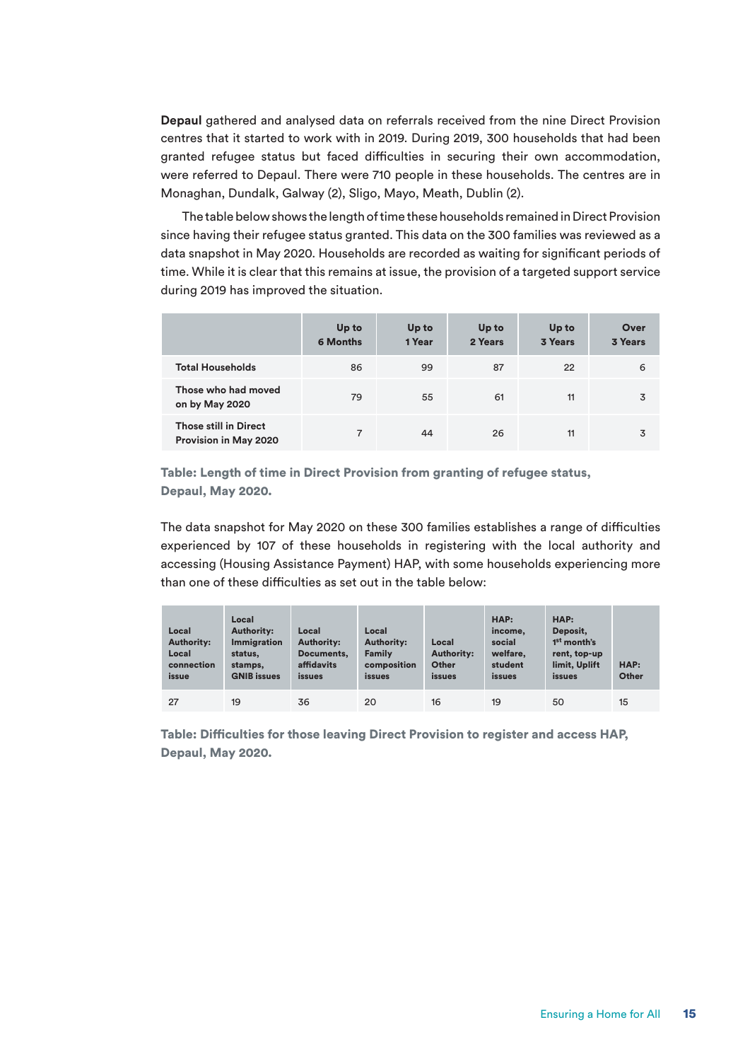**Depaul** gathered and analysed data on referrals received from the nine Direct Provision centres that it started to work with in 2019. During 2019, 300 households that had been granted refugee status but faced difficulties in securing their own accommodation, were referred to Depaul. There were 710 people in these households. The centres are in Monaghan, Dundalk, Galway (2), Sligo, Mayo, Meath, Dublin (2).

The table below shows the length of time these households remained in Direct Provision since having their refugee status granted. This data on the 300 families was reviewed as a data snapshot in May 2020. Households are recorded as waiting for significant periods of time. While it is clear that this remains at issue, the provision of a targeted support service during 2019 has improved the situation.

| | Up to 6 Months | Up to 1 Year | Up to 2 Years | Up to 3 Years | Over 3 Years |
|---|---|---|---|---|---|
| Total Households | 86 | 99 | 87 | 22 | 6 |
| Those who had moved on by May 2020 | 79 | 55 | 61 | 11 | 3 |
| Those still in Direct Provision in May 2020 | 7 | 44 | 26 | 11 | 3 |

**Table: Length of time in Direct Provision from granting of refugee status, Depaul, May 2020.**

The data snapshot for May 2020 on these 300 families establishes a range of difficulties experienced by 107 of these households in registering with the local authority and accessing (Housing Assistance Payment) HAP, with some households experiencing more than one of these difficulties as set out in the table below:

| Local Authority: Local connection issue | Local Authority: Immigration status, stamps, GNIB issues | Local Authority: Documents, affidavits issues | Local Authority: Family composition issues | Local Authority: Other issues | HAP: income, social welfare, student issues | HAP: Deposit, 1st month's rent, top-up limit, Uplift issues | HAP: Other |
|---|---|---|---|---|---|---|---|
| 27 | 19 | 36 | 20 | 16 | 19 | 50 | 15 |

**Table: Difficulties for those leaving Direct Provision to register and access HAP, Depaul, May 2020.**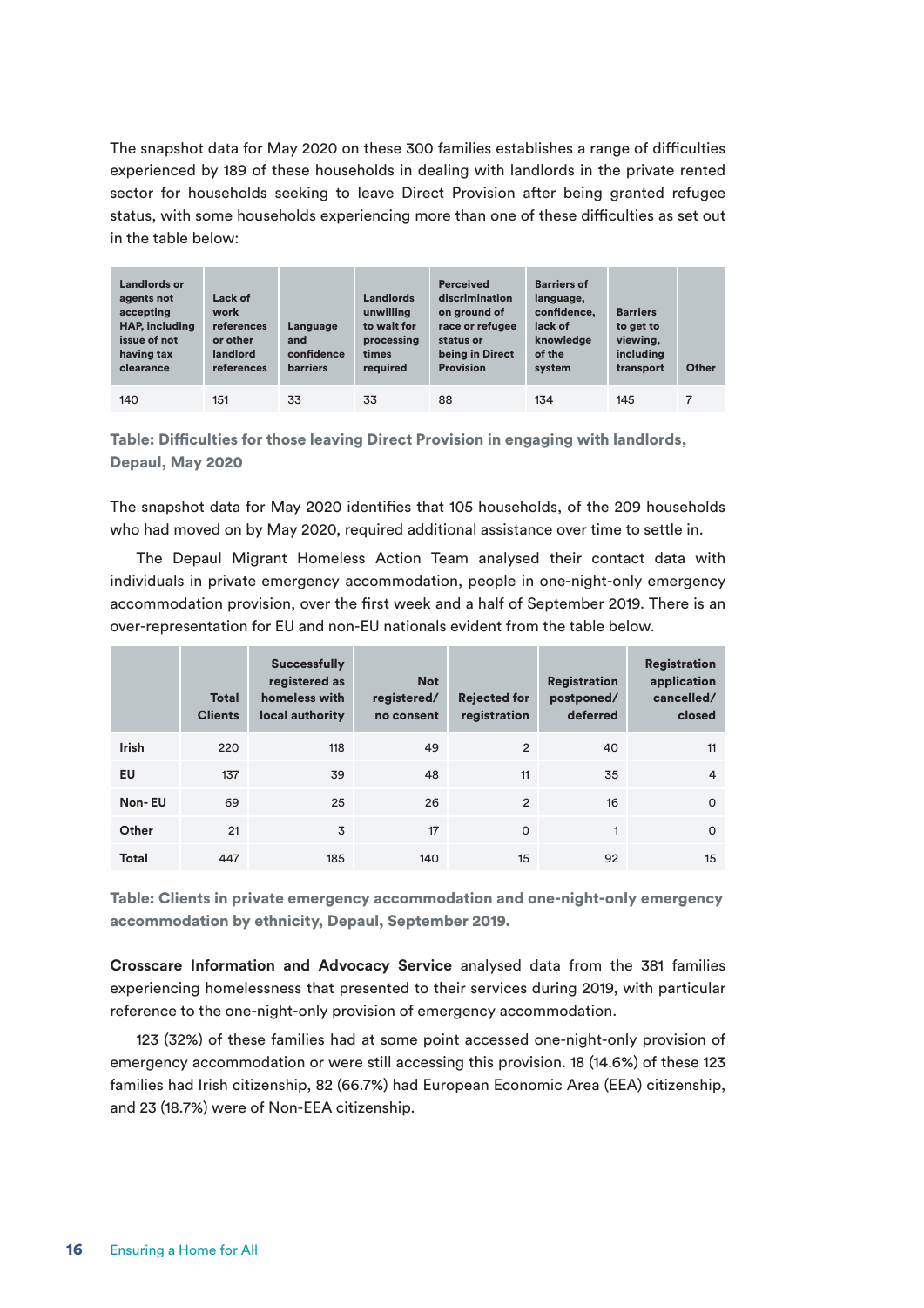The snapshot data for May 2020 on these 300 families establishes a range of difficulties experienced by 189 of these households in dealing with landlords in the private rented sector for households seeking to leave Direct Provision after being granted refugee status, with some households experiencing more than one of these difficulties as set out in the table below:

| Landlords or agents not accepting HAP, including issue of not having tax clearance | Lack of work references or other landlord references | Language and confidence barriers | Landlords unwilling to wait for processing times required | Perceived discrimination on ground of race or refugee status or being in Direct Provision | Barriers of language, confidence, lack of knowledge of the system | Barriers to get to viewing, including transport | Other |
|---|---|---|---|---|---|---|---|
| 140 | 151 | 33 | 33 | 88 | 134 | 145 | 7 |

**Table: Difficulties for those leaving Direct Provision in engaging with landlords, Depaul, May 2020**

The snapshot data for May 2020 identifies that 105 households, of the 209 households who had moved on by May 2020, required additional assistance over time to settle in.

The Depaul Migrant Homeless Action Team analysed their contact data with individuals in private emergency accommodation, people in one-night-only emergency accommodation provision, over the first week and a half of September 2019. There is an over-representation for EU and non-EU nationals evident from the table below.

| | Total Clients | Successfully registered as homeless with local authority | Not registered/ no consent | Rejected for registration | Registration postponed/ deferred | Registration application cancelled/ closed |
|---|---|---|---|---|---|---|
| **Irish** | 220 | 118 | 49 | 2 | 40 | 11 |
| **EU** | 137 | 39 | 48 | 11 | 35 | 4 |
| **Non- EU** | 69 | 25 | 26 | 2 | 16 | 0 |
| **Other** | 21 | 3 | 17 | 0 | 1 | 0 |
| **Total** | 447 | 185 | 140 | 15 | 92 | 15 |

**Table: Clients in private emergency accommodation and one-night-only emergency accommodation by ethnicity, Depaul, September 2019.**

**Crosscare Information and Advocacy Service** analysed data from the 381 families experiencing homelessness that presented to their services during 2019, with particular reference to the one-night-only provision of emergency accommodation.

123 (32%) of these families had at some point accessed one-night-only provision of emergency accommodation or were still accessing this provision. 18 (14.6%) of these 123 families had Irish citizenship, 82 (66.7%) had European Economic Area (EEA) citizenship, and 23 (18.7%) were of Non-EEA citizenship.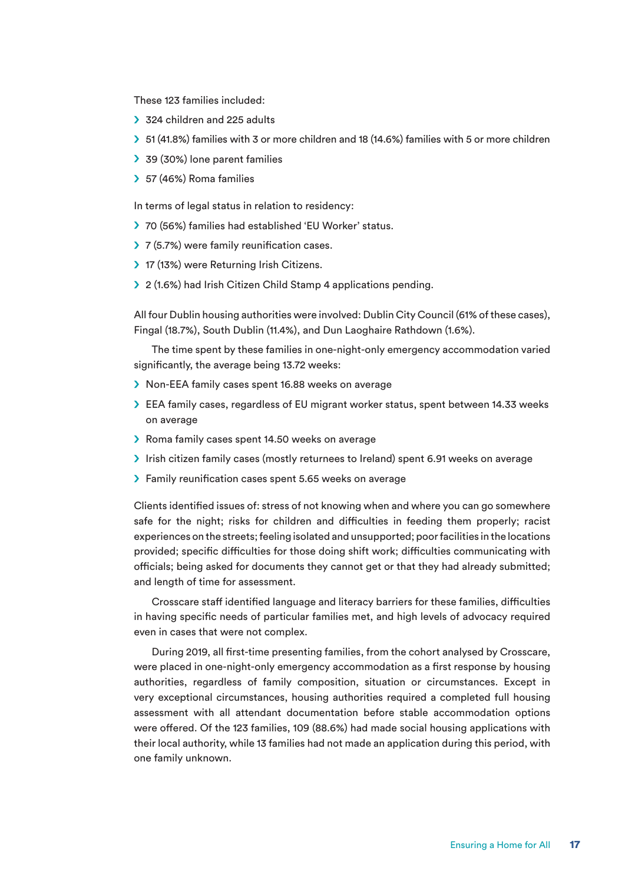These 123 families included:

- 324 children and 225 adults
- 51 (41.8%) families with 3 or more children and 18 (14.6%) families with 5 or more children
- 39 (30%) lone parent families
- 57 (46%) Roma families

In terms of legal status in relation to residency:

- 70 (56%) families had established 'EU Worker' status.
- 7 (5.7%) were family reunification cases.
- 17 (13%) were Returning Irish Citizens.
- 2 (1.6%) had Irish Citizen Child Stamp 4 applications pending.

All four Dublin housing authorities were involved: Dublin City Council (61% of these cases), Fingal (18.7%), South Dublin (11.4%), and Dun Laoghaire Rathdown (1.6%).

The time spent by these families in one-night-only emergency accommodation varied significantly, the average being 13.72 weeks:

- Non-EEA family cases spent 16.88 weeks on average
- EEA family cases, regardless of EU migrant worker status, spent between 14.33 weeks on average
- Roma family cases spent 14.50 weeks on average
- Irish citizen family cases (mostly returnees to Ireland) spent 6.91 weeks on average
- Family reunification cases spent 5.65 weeks on average

Clients identified issues of: stress of not knowing when and where you can go somewhere safe for the night; risks for children and difficulties in feeding them properly; racist experiences on the streets; feeling isolated and unsupported; poor facilities in the locations provided; specific difficulties for those doing shift work; difficulties communicating with officials; being asked for documents they cannot get or that they had already submitted; and length of time for assessment.

Crosscare staff identified language and literacy barriers for these families, difficulties in having specific needs of particular families met, and high levels of advocacy required even in cases that were not complex.

During 2019, all first-time presenting families, from the cohort analysed by Crosscare, were placed in one-night-only emergency accommodation as a first response by housing authorities, regardless of family composition, situation or circumstances. Except in very exceptional circumstances, housing authorities required a completed full housing assessment with all attendant documentation before stable accommodation options were offered. Of the 123 families, 109 (88.6%) had made social housing applications with their local authority, while 13 families had not made an application during this period, with one family unknown.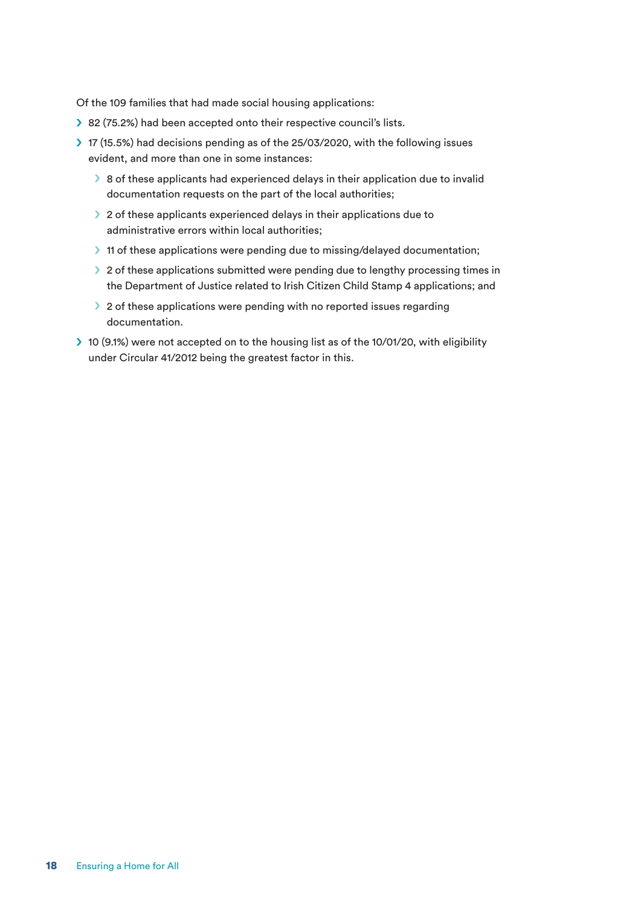Of the 109 families that had made social housing applications:

- 82 (75.2%) had been accepted onto their respective council's lists.
- 17 (15.5%) had decisions pending as of the 25/03/2020, with the following issues evident, and more than one in some instances:
  - 8 of these applicants had experienced delays in their application due to invalid documentation requests on the part of the local authorities;
  - 2 of these applicants experienced delays in their applications due to administrative errors within local authorities;
  - 11 of these applications were pending due to missing/delayed documentation;
  - 2 of these applications submitted were pending due to lengthy processing times in the Department of Justice related to Irish Citizen Child Stamp 4 applications; and
  - 2 of these applications were pending with no reported issues regarding documentation.
- 10 (9.1%) were not accepted on to the housing list as of the 10/01/20, with eligibility under Circular 41/2012 being the greatest factor in this.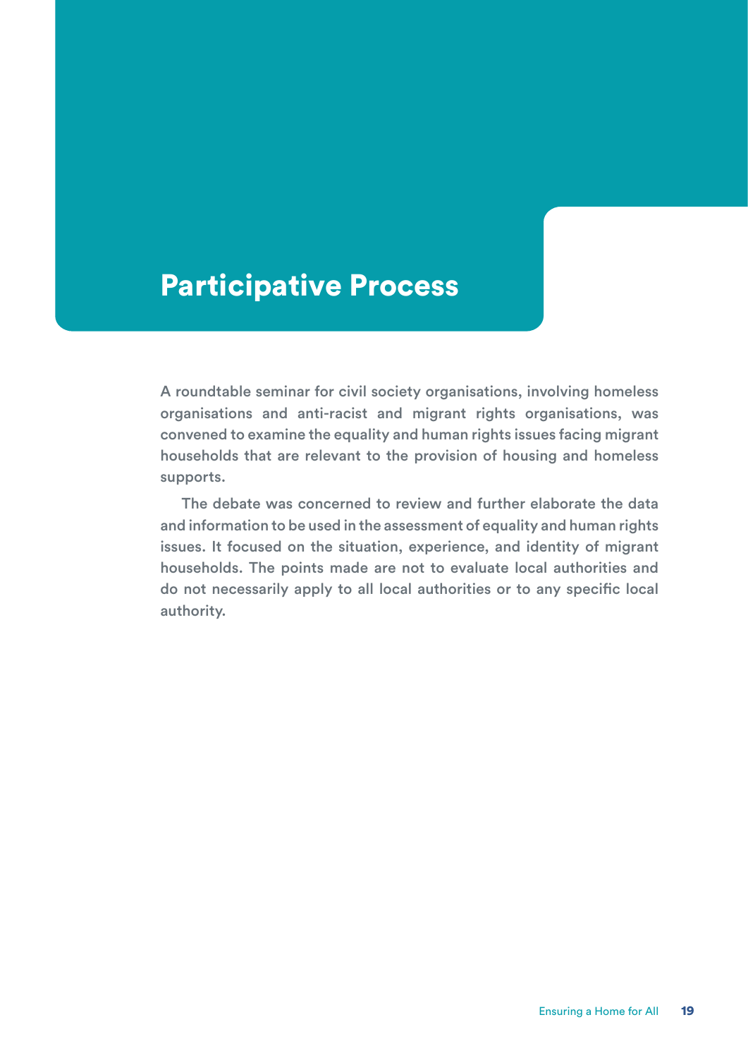# Participative Process

A roundtable seminar for civil society organisations, involving homeless organisations and anti-racist and migrant rights organisations, was convened to examine the equality and human rights issues facing migrant households that are relevant to the provision of housing and homeless supports.

The debate was concerned to review and further elaborate the data and information to be used in the assessment of equality and human rights issues. It focused on the situation, experience, and identity of migrant households. The points made are not to evaluate local authorities and do not necessarily apply to all local authorities or to any specific local authority.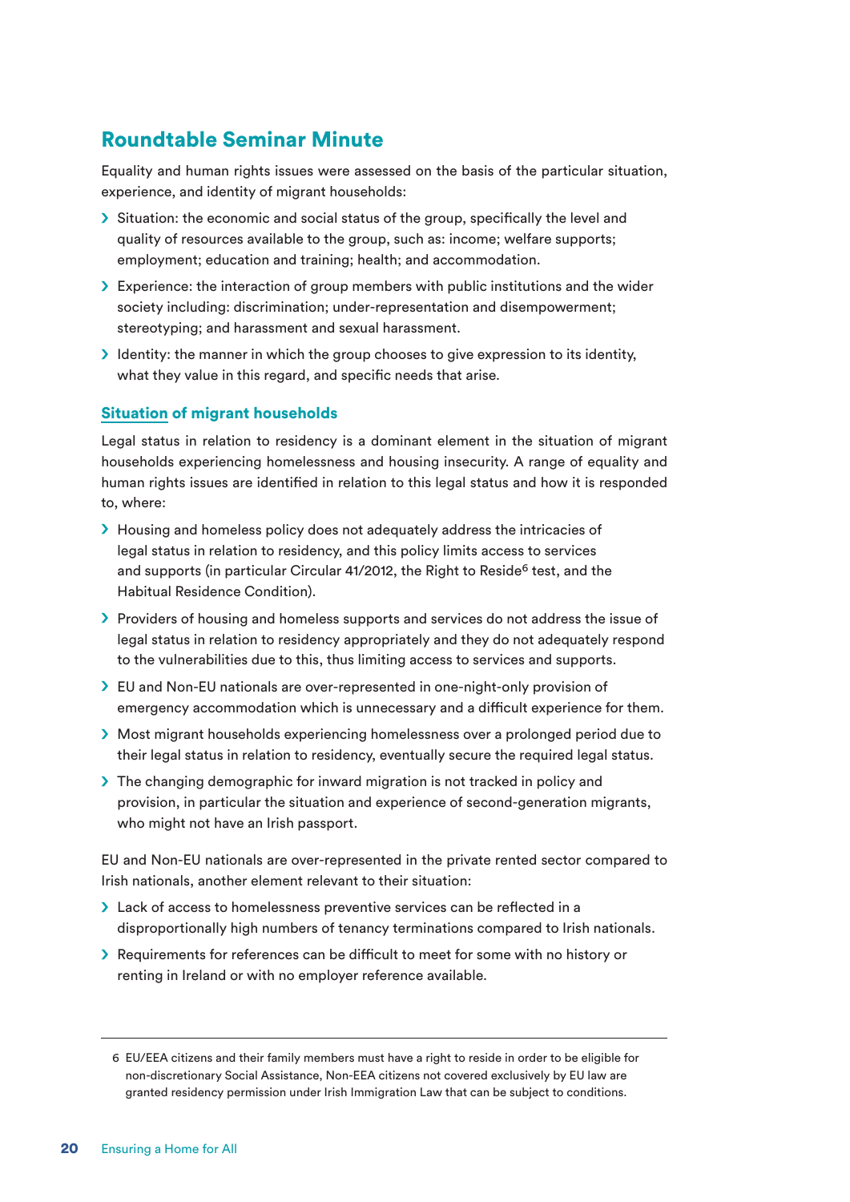## Roundtable Seminar Minute

Equality and human rights issues were assessed on the basis of the particular situation, experience, and identity of migrant households:

- Situation: the economic and social status of the group, specifically the level and quality of resources available to the group, such as: income; welfare supports; employment; education and training; health; and accommodation.
- Experience: the interaction of group members with public institutions and the wider society including: discrimination; under-representation and disempowerment; stereotyping; and harassment and sexual harassment.
- Identity: the manner in which the group chooses to give expression to its identity, what they value in this regard, and specific needs that arise.

### Situation of migrant households

Legal status in relation to residency is a dominant element in the situation of migrant households experiencing homelessness and housing insecurity. A range of equality and human rights issues are identified in relation to this legal status and how it is responded to, where:

- Housing and homeless policy does not adequately address the intricacies of legal status in relation to residency, and this policy limits access to services and supports (in particular Circular 41/2012, the Right to Reside[6] test, and the Habitual Residence Condition).
- Providers of housing and homeless supports and services do not address the issue of legal status in relation to residency appropriately and they do not adequately respond to the vulnerabilities due to this, thus limiting access to services and supports.
- EU and Non-EU nationals are over-represented in one-night-only provision of emergency accommodation which is unnecessary and a difficult experience for them.
- Most migrant households experiencing homelessness over a prolonged period due to their legal status in relation to residency, eventually secure the required legal status.
- The changing demographic for inward migration is not tracked in policy and provision, in particular the situation and experience of second-generation migrants, who might not have an Irish passport.

EU and Non-EU nationals are over-represented in the private rented sector compared to Irish nationals, another element relevant to their situation:

- Lack of access to homelessness preventive services can be reflected in a disproportionally high numbers of tenancy terminations compared to Irish nationals.
- Requirements for references can be difficult to meet for some with no history or renting in Ireland or with no employer reference available.

---

6 EU/EEA citizens and their family members must have a right to reside in order to be eligible for non-discretionary Social Assistance, Non-EEA citizens not covered exclusively by EU law are granted residency permission under Irish Immigration Law that can be subject to conditions.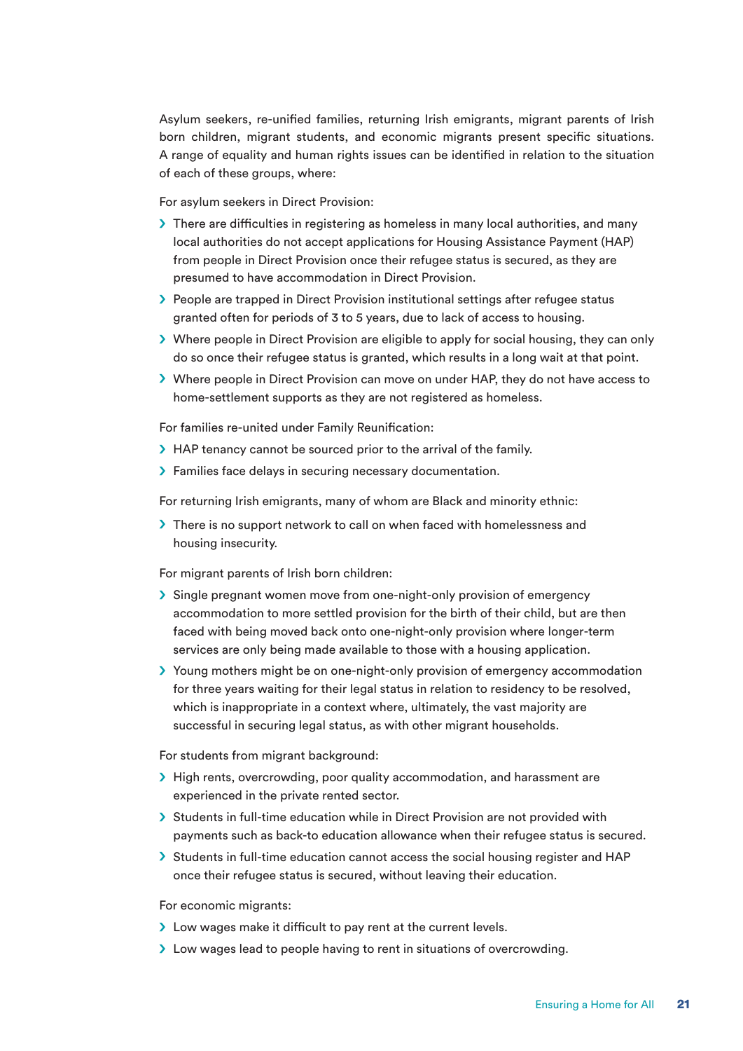Asylum seekers, re-unified families, returning Irish emigrants, migrant parents of Irish born children, migrant students, and economic migrants present specific situations. A range of equality and human rights issues can be identified in relation to the situation of each of these groups, where:

For asylum seekers in Direct Provision:

- There are difficulties in registering as homeless in many local authorities, and many local authorities do not accept applications for Housing Assistance Payment (HAP) from people in Direct Provision once their refugee status is secured, as they are presumed to have accommodation in Direct Provision.
- People are trapped in Direct Provision institutional settings after refugee status granted often for periods of 3 to 5 years, due to lack of access to housing.
- Where people in Direct Provision are eligible to apply for social housing, they can only do so once their refugee status is granted, which results in a long wait at that point.
- Where people in Direct Provision can move on under HAP, they do not have access to home-settlement supports as they are not registered as homeless.

For families re-united under Family Reunification:

- HAP tenancy cannot be sourced prior to the arrival of the family.
- Families face delays in securing necessary documentation.

For returning Irish emigrants, many of whom are Black and minority ethnic:

- There is no support network to call on when faced with homelessness and housing insecurity.

For migrant parents of Irish born children:

- Single pregnant women move from one-night-only provision of emergency accommodation to more settled provision for the birth of their child, but are then faced with being moved back onto one-night-only provision where longer-term services are only being made available to those with a housing application.
- Young mothers might be on one-night-only provision of emergency accommodation for three years waiting for their legal status in relation to residency to be resolved, which is inappropriate in a context where, ultimately, the vast majority are successful in securing legal status, as with other migrant households.

For students from migrant background:

- High rents, overcrowding, poor quality accommodation, and harassment are experienced in the private rented sector.
- Students in full-time education while in Direct Provision are not provided with payments such as back-to education allowance when their refugee status is secured.
- Students in full-time education cannot access the social housing register and HAP once their refugee status is secured, without leaving their education.

For economic migrants:

- Low wages make it difficult to pay rent at the current levels.
- Low wages lead to people having to rent in situations of overcrowding.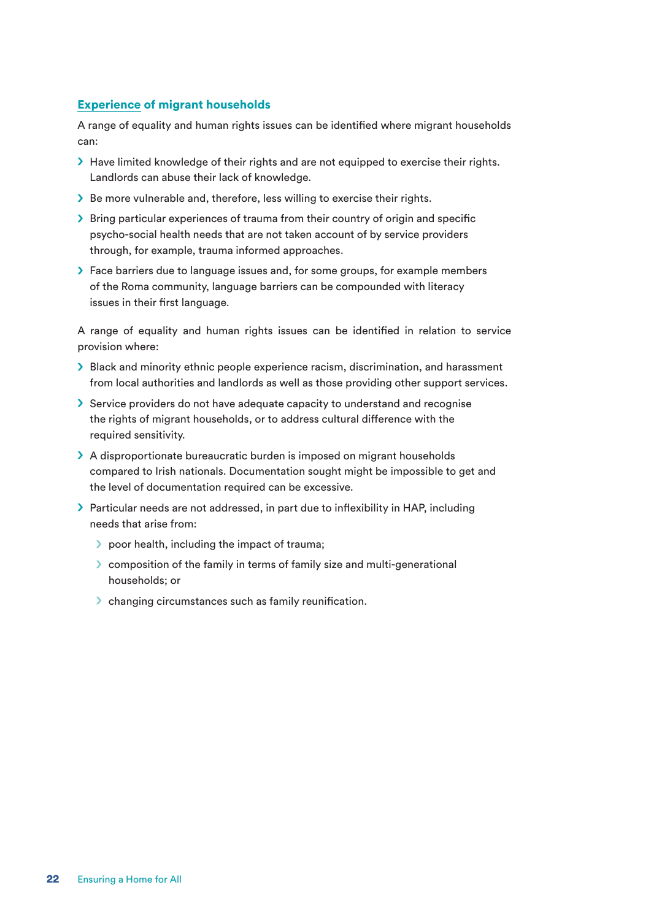### Experience of migrant households

A range of equality and human rights issues can be identified where migrant households can:

- Have limited knowledge of their rights and are not equipped to exercise their rights. Landlords can abuse their lack of knowledge.
- Be more vulnerable and, therefore, less willing to exercise their rights.
- Bring particular experiences of trauma from their country of origin and specific psycho-social health needs that are not taken account of by service providers through, for example, trauma informed approaches.
- Face barriers due to language issues and, for some groups, for example members of the Roma community, language barriers can be compounded with literacy issues in their first language.

A range of equality and human rights issues can be identified in relation to service provision where:

- Black and minority ethnic people experience racism, discrimination, and harassment from local authorities and landlords as well as those providing other support services.
- Service providers do not have adequate capacity to understand and recognise the rights of migrant households, or to address cultural difference with the required sensitivity.
- A disproportionate bureaucratic burden is imposed on migrant households compared to Irish nationals. Documentation sought might be impossible to get and the level of documentation required can be excessive.
- Particular needs are not addressed, in part due to inflexibility in HAP, including needs that arise from:
  - poor health, including the impact of trauma;
  - composition of the family in terms of family size and multi-generational households; or
  - changing circumstances such as family reunification.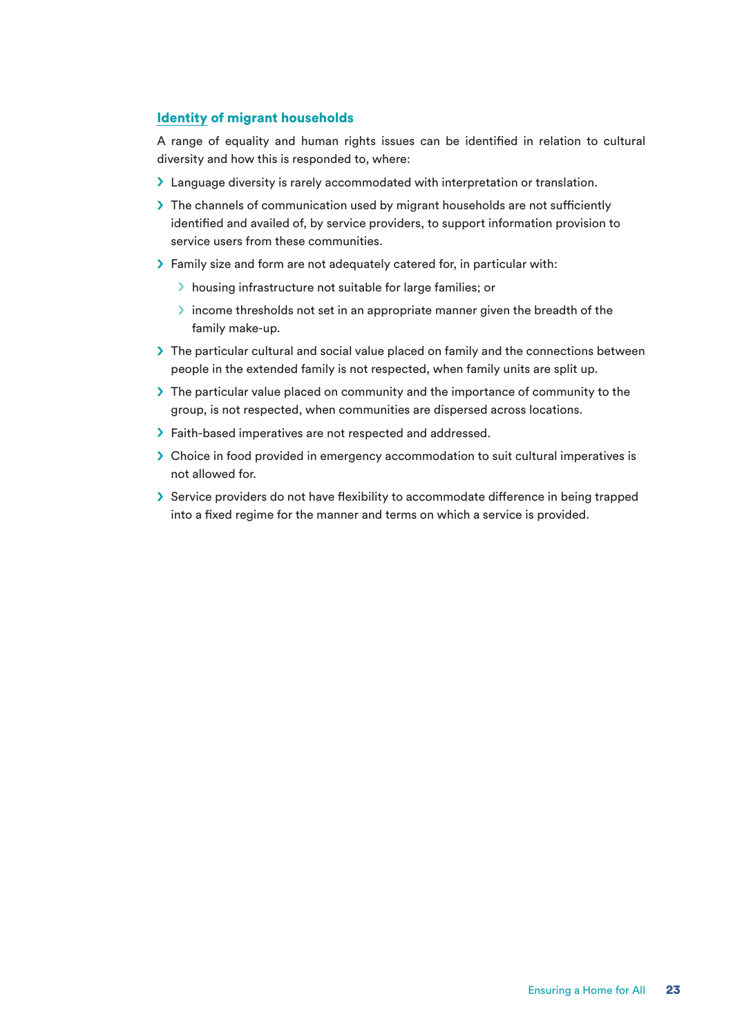### Identity of migrant households

A range of equality and human rights issues can be identified in relation to cultural diversity and how this is responded to, where:

- Language diversity is rarely accommodated with interpretation or translation.
- The channels of communication used by migrant households are not sufficiently identified and availed of, by service providers, to support information provision to service users from these communities.
- Family size and form are not adequately catered for, in particular with:
  - housing infrastructure not suitable for large families; or
  - income thresholds not set in an appropriate manner given the breadth of the family make-up.
- The particular cultural and social value placed on family and the connections between people in the extended family is not respected, when family units are split up.
- The particular value placed on community and the importance of community to the group, is not respected, when communities are dispersed across locations.
- Faith-based imperatives are not respected and addressed.
- Choice in food provided in emergency accommodation to suit cultural imperatives is not allowed for.
- Service providers do not have flexibility to accommodate difference in being trapped into a fixed regime for the manner and terms on which a service is provided.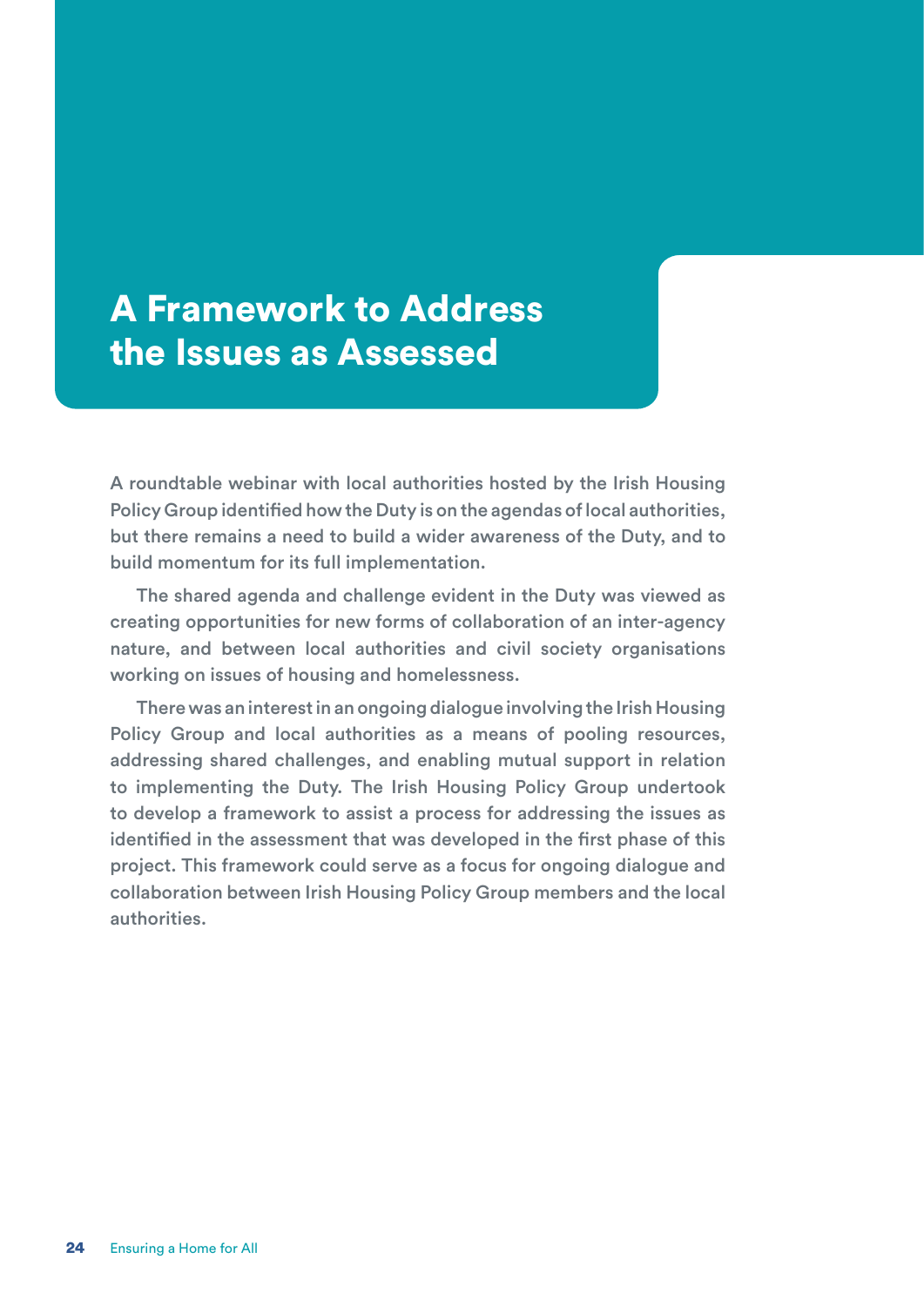# A Framework to Address the Issues as Assessed

A roundtable webinar with local authorities hosted by the Irish Housing Policy Group identified how the Duty is on the agendas of local authorities, but there remains a need to build a wider awareness of the Duty, and to build momentum for its full implementation.

The shared agenda and challenge evident in the Duty was viewed as creating opportunities for new forms of collaboration of an inter-agency nature, and between local authorities and civil society organisations working on issues of housing and homelessness.

There was an interest in an ongoing dialogue involving the Irish Housing Policy Group and local authorities as a means of pooling resources, addressing shared challenges, and enabling mutual support in relation to implementing the Duty. The Irish Housing Policy Group undertook to develop a framework to assist a process for addressing the issues as identified in the assessment that was developed in the first phase of this project. This framework could serve as a focus for ongoing dialogue and collaboration between Irish Housing Policy Group members and the local authorities.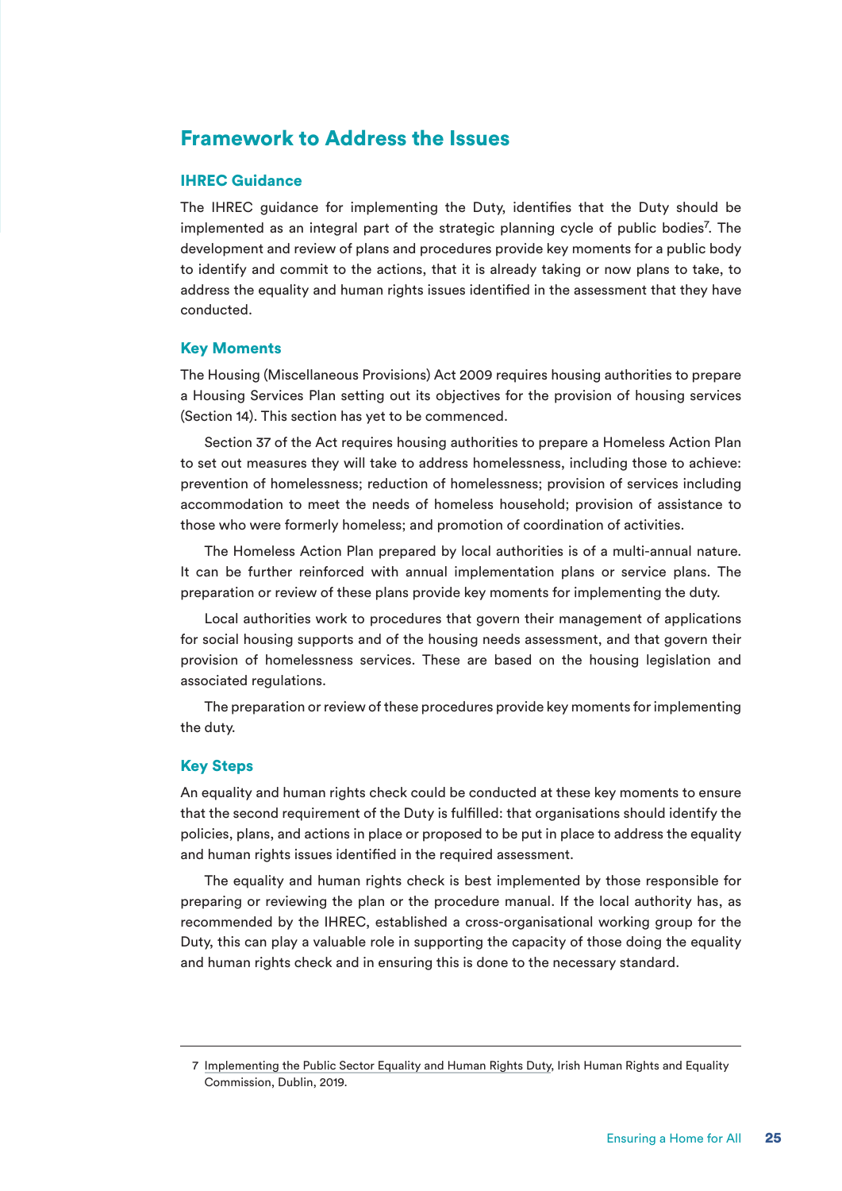## Framework to Address the Issues

### IHREC Guidance

The IHREC guidance for implementing the Duty, identifies that the Duty should be implemented as an integral part of the strategic planning cycle of public bodies[7]. The development and review of plans and procedures provide key moments for a public body to identify and commit to the actions, that it is already taking or now plans to take, to address the equality and human rights issues identified in the assessment that they have conducted.

### Key Moments

The Housing (Miscellaneous Provisions) Act 2009 requires housing authorities to prepare a Housing Services Plan setting out its objectives for the provision of housing services (Section 14). This section has yet to be commenced.

Section 37 of the Act requires housing authorities to prepare a Homeless Action Plan to set out measures they will take to address homelessness, including those to achieve: prevention of homelessness; reduction of homelessness; provision of services including accommodation to meet the needs of homeless household; provision of assistance to those who were formerly homeless; and promotion of coordination of activities.

The Homeless Action Plan prepared by local authorities is of a multi-annual nature. It can be further reinforced with annual implementation plans or service plans. The preparation or review of these plans provide key moments for implementing the duty.

Local authorities work to procedures that govern their management of applications for social housing supports and of the housing needs assessment, and that govern their provision of homelessness services. These are based on the housing legislation and associated regulations.

The preparation or review of these procedures provide key moments for implementing the duty.

### Key Steps

An equality and human rights check could be conducted at these key moments to ensure that the second requirement of the Duty is fulfilled: that organisations should identify the policies, plans, and actions in place or proposed to be put in place to address the equality and human rights issues identified in the required assessment.

The equality and human rights check is best implemented by those responsible for preparing or reviewing the plan or the procedure manual. If the local authority has, as recommended by the IHREC, established a cross-organisational working group for the Duty, this can play a valuable role in supporting the capacity of those doing the equality and human rights check and in ensuring this is done to the necessary standard.

---

7 Implementing the Public Sector Equality and Human Rights Duty, Irish Human Rights and Equality Commission, Dublin, 2019.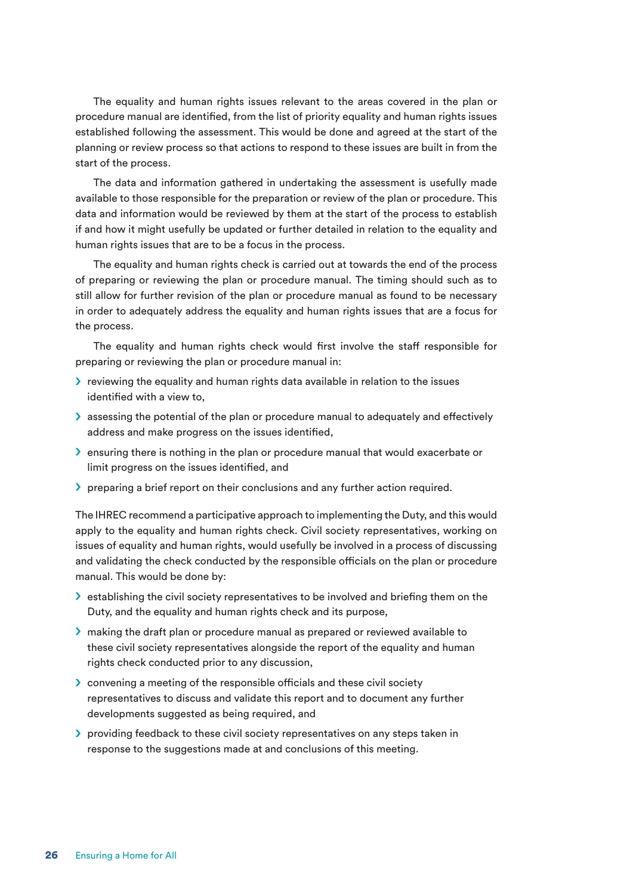The equality and human rights issues relevant to the areas covered in the plan or procedure manual are identified, from the list of priority equality and human rights issues established following the assessment. This would be done and agreed at the start of the planning or review process so that actions to respond to these issues are built in from the start of the process.

The data and information gathered in undertaking the assessment is usefully made available to those responsible for the preparation or review of the plan or procedure. This data and information would be reviewed by them at the start of the process to establish if and how it might usefully be updated or further detailed in relation to the equality and human rights issues that are to be a focus in the process.

The equality and human rights check is carried out at towards the end of the process of preparing or reviewing the plan or procedure manual. The timing should such as to still allow for further revision of the plan or procedure manual as found to be necessary in order to adequately address the equality and human rights issues that are a focus for the process.

The equality and human rights check would first involve the staff responsible for preparing or reviewing the plan or procedure manual in:

- reviewing the equality and human rights data available in relation to the issues identified with a view to,
- assessing the potential of the plan or procedure manual to adequately and effectively address and make progress on the issues identified,
- ensuring there is nothing in the plan or procedure manual that would exacerbate or limit progress on the issues identified, and
- preparing a brief report on their conclusions and any further action required.

The IHREC recommend a participative approach to implementing the Duty, and this would apply to the equality and human rights check. Civil society representatives, working on issues of equality and human rights, would usefully be involved in a process of discussing and validating the check conducted by the responsible officials on the plan or procedure manual. This would be done by:

- establishing the civil society representatives to be involved and briefing them on the Duty, and the equality and human rights check and its purpose,
- making the draft plan or procedure manual as prepared or reviewed available to these civil society representatives alongside the report of the equality and human rights check conducted prior to any discussion,
- convening a meeting of the responsible officials and these civil society representatives to discuss and validate this report and to document any further developments suggested as being required, and
- providing feedback to these civil society representatives on any steps taken in response to the suggestions made at and conclusions of this meeting.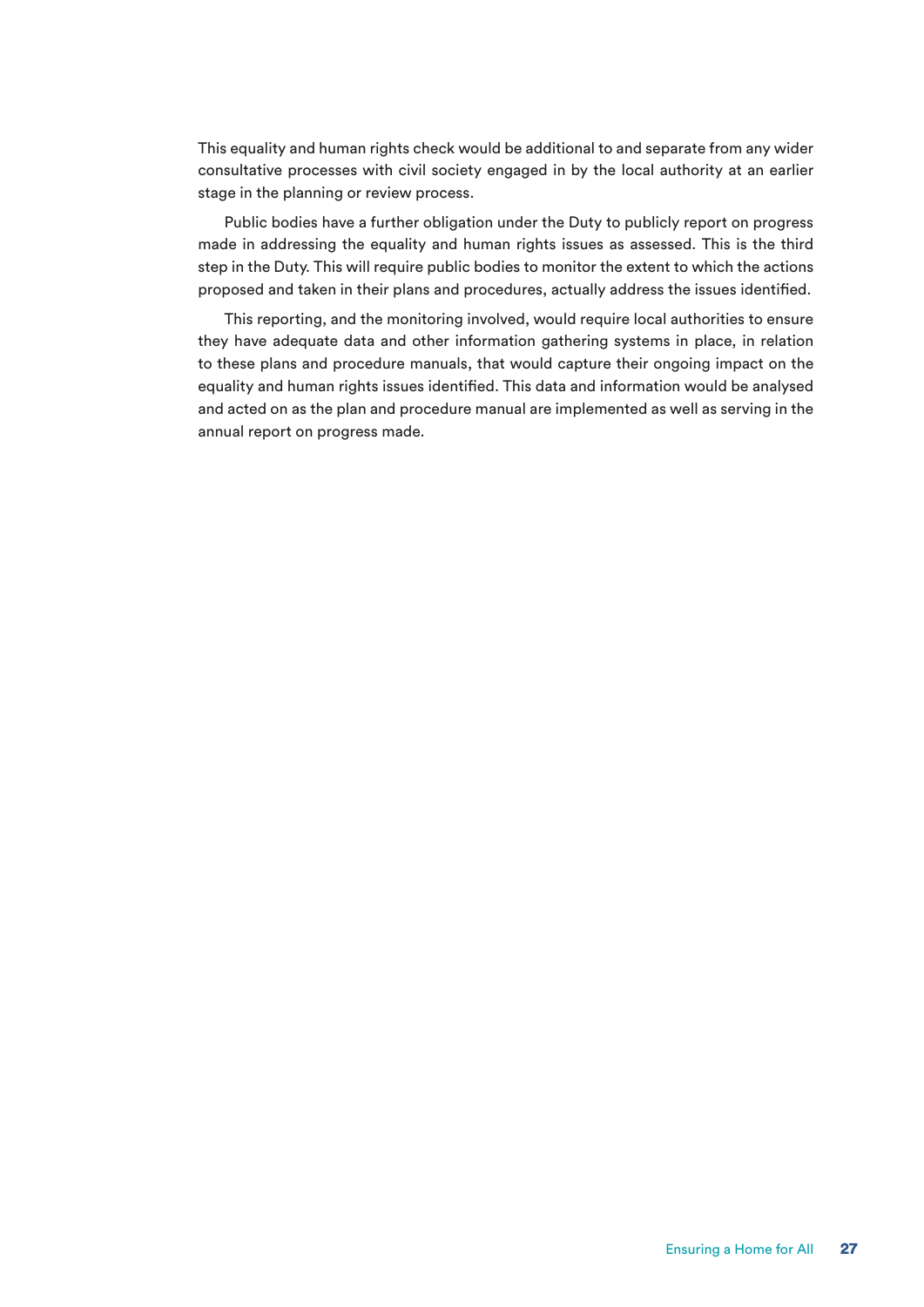This equality and human rights check would be additional to and separate from any wider consultative processes with civil society engaged in by the local authority at an earlier stage in the planning or review process.

Public bodies have a further obligation under the Duty to publicly report on progress made in addressing the equality and human rights issues as assessed. This is the third step in the Duty. This will require public bodies to monitor the extent to which the actions proposed and taken in their plans and procedures, actually address the issues identified.

This reporting, and the monitoring involved, would require local authorities to ensure they have adequate data and other information gathering systems in place, in relation to these plans and procedure manuals, that would capture their ongoing impact on the equality and human rights issues identified. This data and information would be analysed and acted on as the plan and procedure manual are implemented as well as serving in the annual report on progress made.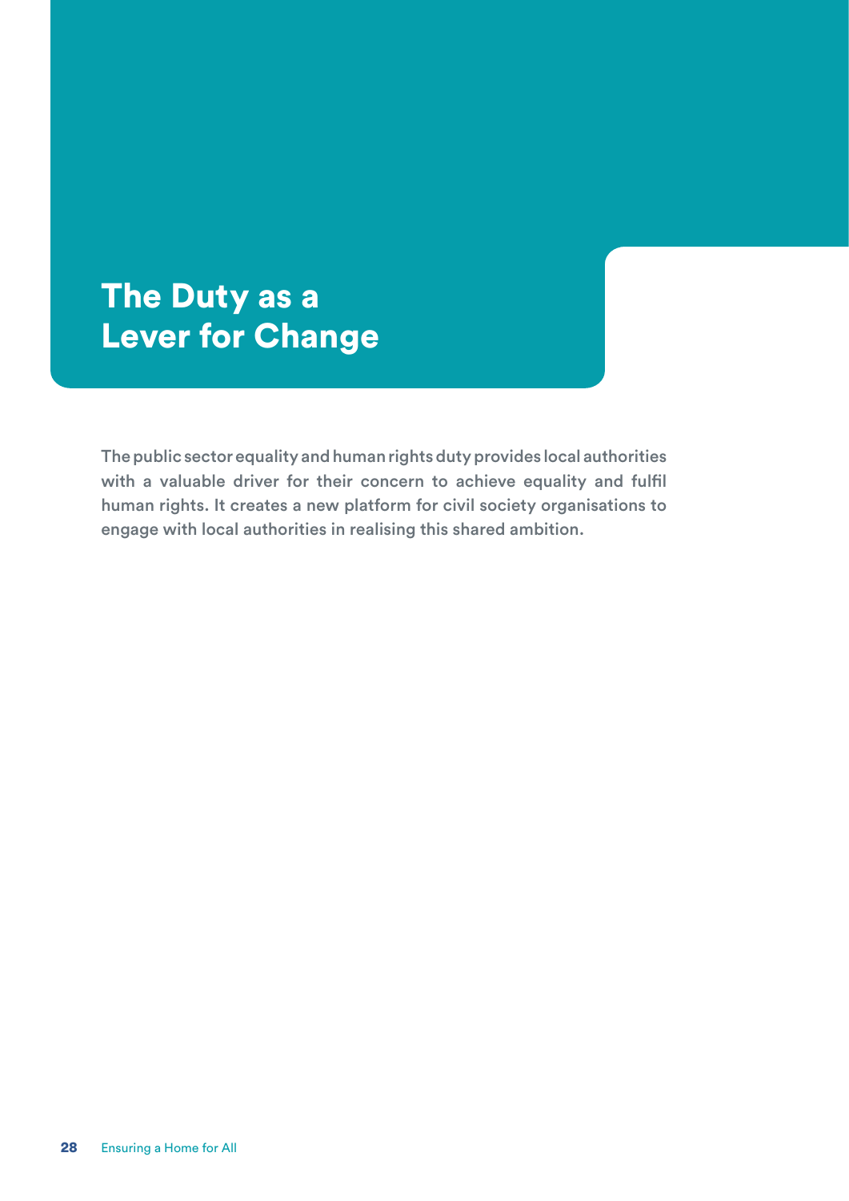# The Duty as a Lever for Change

**The public sector equality and human rights duty provides local authorities with a valuable driver for their concern to achieve equality and fulfil human rights. It creates a new platform for civil society organisations to engage with local authorities in realising this shared ambition.**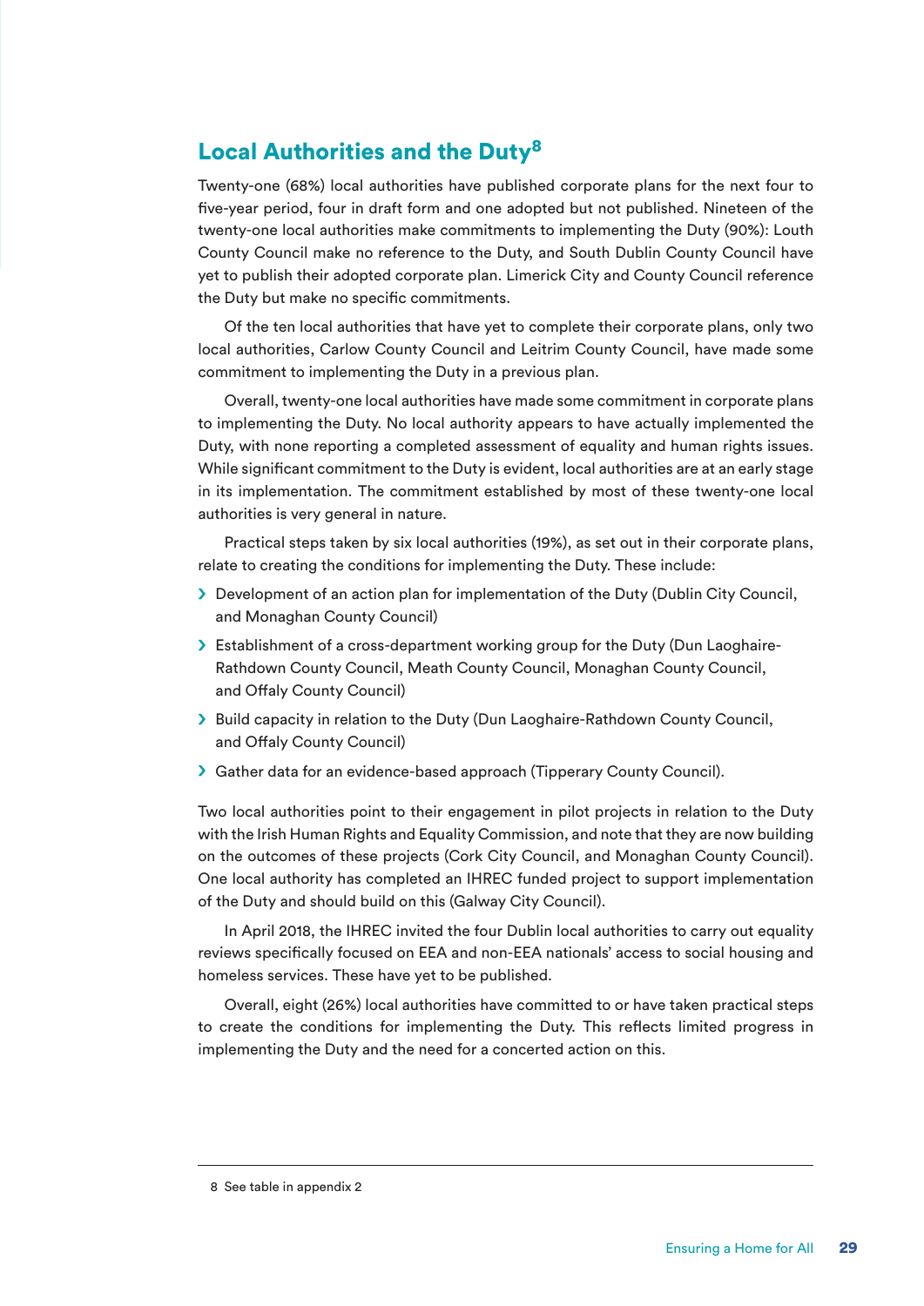## Local Authorities and the Duty[8]

Twenty-one (68%) local authorities have published corporate plans for the next four to five-year period, four in draft form and one adopted but not published. Nineteen of the twenty-one local authorities make commitments to implementing the Duty (90%): Louth County Council make no reference to the Duty, and South Dublin County Council have yet to publish their adopted corporate plan. Limerick City and County Council reference the Duty but make no specific commitments.

Of the ten local authorities that have yet to complete their corporate plans, only two local authorities, Carlow County Council and Leitrim County Council, have made some commitment to implementing the Duty in a previous plan.

Overall, twenty-one local authorities have made some commitment in corporate plans to implementing the Duty. No local authority appears to have actually implemented the Duty, with none reporting a completed assessment of equality and human rights issues. While significant commitment to the Duty is evident, local authorities are at an early stage in its implementation. The commitment established by most of these twenty-one local authorities is very general in nature.

Practical steps taken by six local authorities (19%), as set out in their corporate plans, relate to creating the conditions for implementing the Duty. These include:

- Development of an action plan for implementation of the Duty (Dublin City Council, and Monaghan County Council)
- Establishment of a cross-department working group for the Duty (Dun Laoghaire-Rathdown County Council, Meath County Council, Monaghan County Council, and Offaly County Council)
- Build capacity in relation to the Duty (Dun Laoghaire-Rathdown County Council, and Offaly County Council)
- Gather data for an evidence-based approach (Tipperary County Council).

Two local authorities point to their engagement in pilot projects in relation to the Duty with the Irish Human Rights and Equality Commission, and note that they are now building on the outcomes of these projects (Cork City Council, and Monaghan County Council). One local authority has completed an IHREC funded project to support implementation of the Duty and should build on this (Galway City Council).

In April 2018, the IHREC invited the four Dublin local authorities to carry out equality reviews specifically focused on EEA and non-EEA nationals' access to social housing and homeless services. These have yet to be published.

Overall, eight (26%) local authorities have committed to or have taken practical steps to create the conditions for implementing the Duty. This reflects limited progress in implementing the Duty and the need for a concerted action on this.

---

8 See table in appendix 2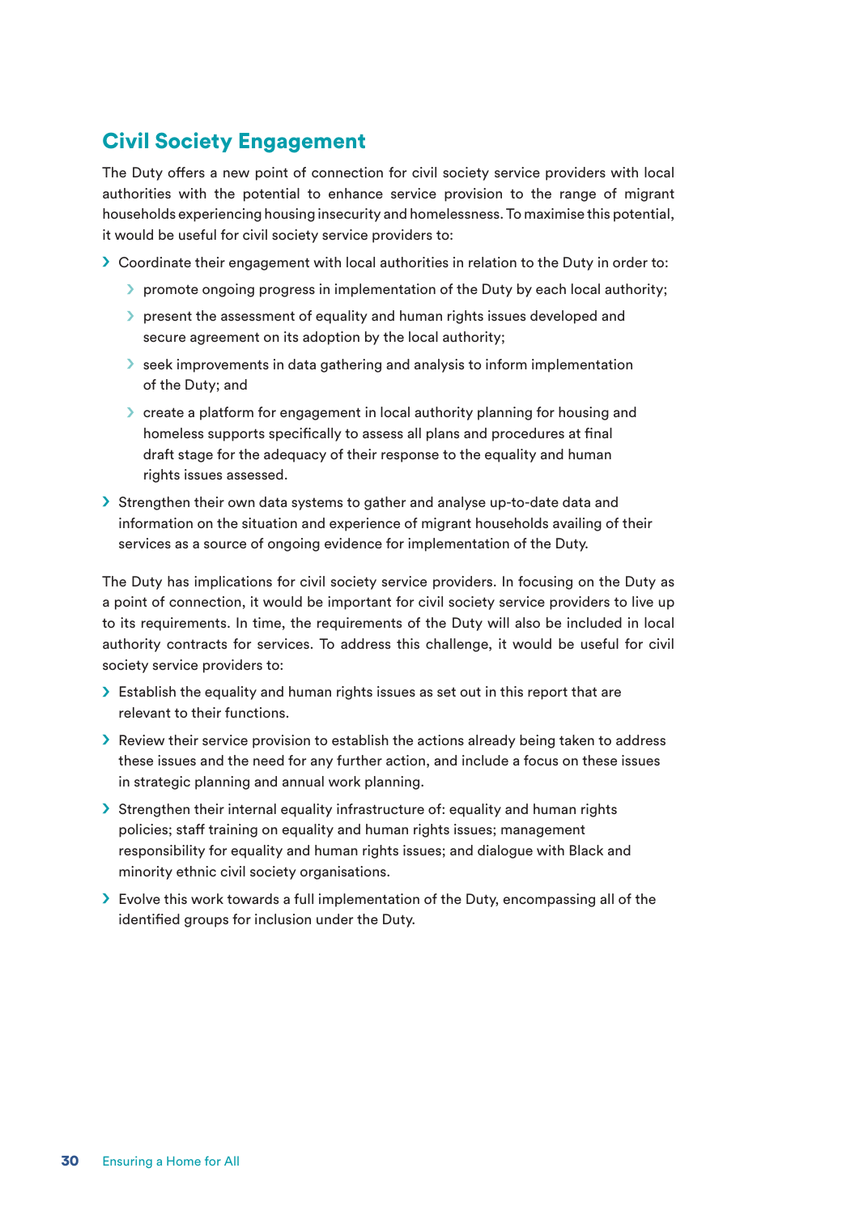## Civil Society Engagement

The Duty offers a new point of connection for civil society service providers with local authorities with the potential to enhance service provision to the range of migrant households experiencing housing insecurity and homelessness. To maximise this potential, it would be useful for civil society service providers to:

- Coordinate their engagement with local authorities in relation to the Duty in order to:
  - promote ongoing progress in implementation of the Duty by each local authority;
  - present the assessment of equality and human rights issues developed and secure agreement on its adoption by the local authority;
  - seek improvements in data gathering and analysis to inform implementation of the Duty; and
  - create a platform for engagement in local authority planning for housing and homeless supports specifically to assess all plans and procedures at final draft stage for the adequacy of their response to the equality and human rights issues assessed.
- Strengthen their own data systems to gather and analyse up-to-date data and information on the situation and experience of migrant households availing of their services as a source of ongoing evidence for implementation of the Duty.

The Duty has implications for civil society service providers. In focusing on the Duty as a point of connection, it would be important for civil society service providers to live up to its requirements. In time, the requirements of the Duty will also be included in local authority contracts for services. To address this challenge, it would be useful for civil society service providers to:

- Establish the equality and human rights issues as set out in this report that are relevant to their functions.
- Review their service provision to establish the actions already being taken to address these issues and the need for any further action, and include a focus on these issues in strategic planning and annual work planning.
- Strengthen their internal equality infrastructure of: equality and human rights policies; staff training on equality and human rights issues; management responsibility for equality and human rights issues; and dialogue with Black and minority ethnic civil society organisations.
- Evolve this work towards a full implementation of the Duty, encompassing all of the identified groups for inclusion under the Duty.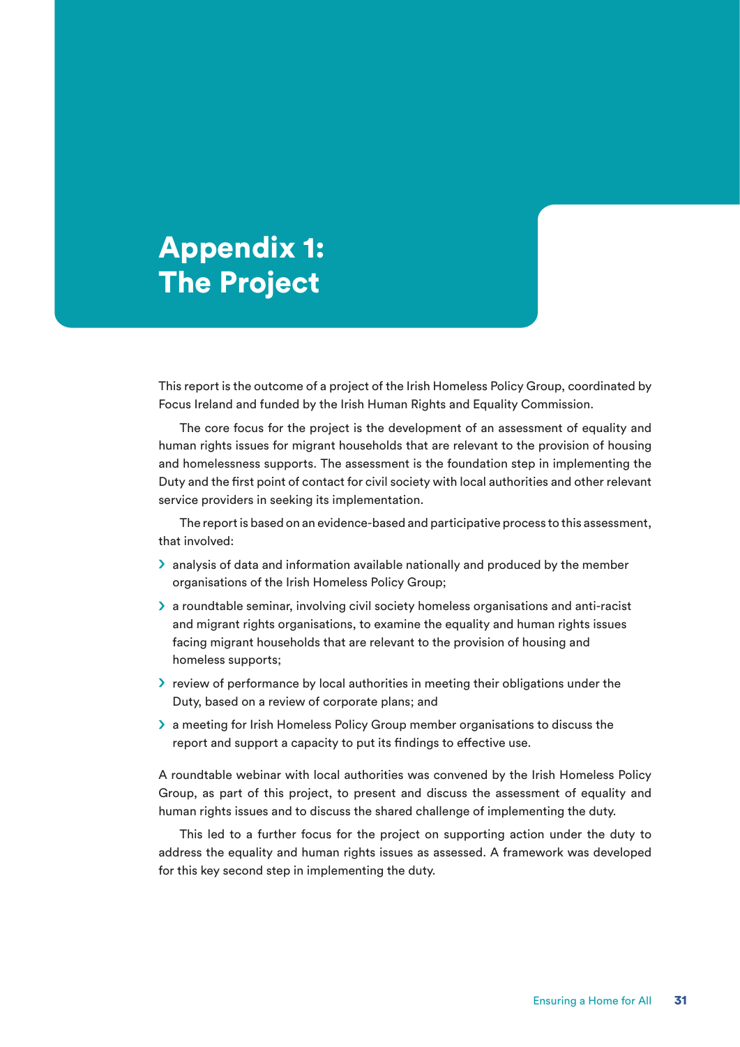# Appendix 1: The Project

This report is the outcome of a project of the Irish Homeless Policy Group, coordinated by Focus Ireland and funded by the Irish Human Rights and Equality Commission.

The core focus for the project is the development of an assessment of equality and human rights issues for migrant households that are relevant to the provision of housing and homelessness supports. The assessment is the foundation step in implementing the Duty and the first point of contact for civil society with local authorities and other relevant service providers in seeking its implementation.

The report is based on an evidence-based and participative process to this assessment, that involved:

- analysis of data and information available nationally and produced by the member organisations of the Irish Homeless Policy Group;
- a roundtable seminar, involving civil society homeless organisations and anti-racist and migrant rights organisations, to examine the equality and human rights issues facing migrant households that are relevant to the provision of housing and homeless supports;
- review of performance by local authorities in meeting their obligations under the Duty, based on a review of corporate plans; and
- a meeting for Irish Homeless Policy Group member organisations to discuss the report and support a capacity to put its findings to effective use.

A roundtable webinar with local authorities was convened by the Irish Homeless Policy Group, as part of this project, to present and discuss the assessment of equality and human rights issues and to discuss the shared challenge of implementing the duty.

This led to a further focus for the project on supporting action under the duty to address the equality and human rights issues as assessed. A framework was developed for this key second step in implementing the duty.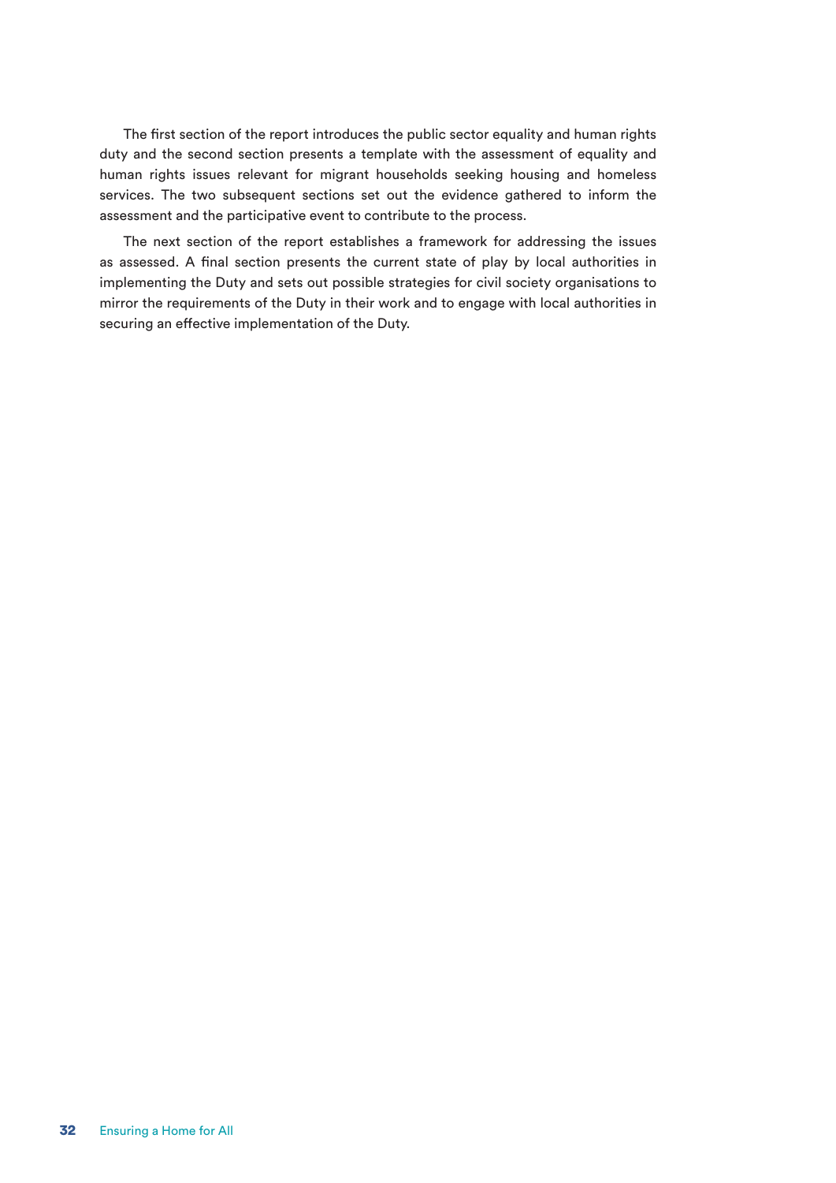The first section of the report introduces the public sector equality and human rights duty and the second section presents a template with the assessment of equality and human rights issues relevant for migrant households seeking housing and homeless services. The two subsequent sections set out the evidence gathered to inform the assessment and the participative event to contribute to the process.

The next section of the report establishes a framework for addressing the issues as assessed. A final section presents the current state of play by local authorities in implementing the Duty and sets out possible strategies for civil society organisations to mirror the requirements of the Duty in their work and to engage with local authorities in securing an effective implementation of the Duty.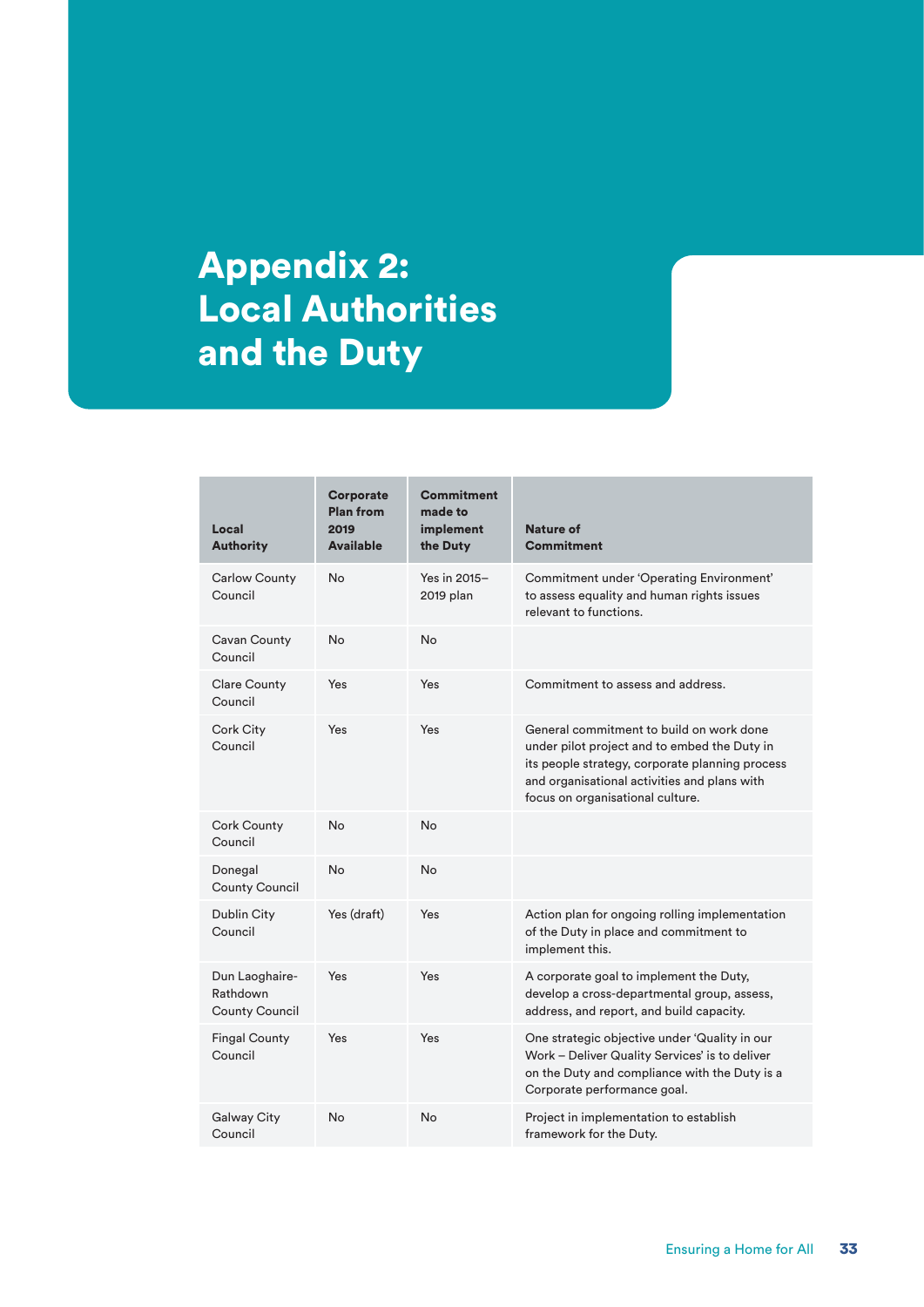# Appendix 2: Local Authorities and the Duty

| Local Authority | Corporate Plan from 2019 Available | Commitment made to implement the Duty | Nature of Commitment |
|---|---|---|---|
| Carlow County Council | No | Yes in 2015–2019 plan | Commitment under 'Operating Environment' to assess equality and human rights issues relevant to functions. |
| Cavan County Council | No | No | |
| Clare County Council | Yes | Yes | Commitment to assess and address. |
| Cork City Council | Yes | Yes | General commitment to build on work done under pilot project and to embed the Duty in its people strategy, corporate planning process and organisational activities and plans with focus on organisational culture. |
| Cork County Council | No | No | |
| Donegal County Council | No | No | |
| Dublin City Council | Yes (draft) | Yes | Action plan for ongoing rolling implementation of the Duty in place and commitment to implement this. |
| Dun Laoghaire-Rathdown County Council | Yes | Yes | A corporate goal to implement the Duty, develop a cross-departmental group, assess, address, and report, and build capacity. |
| Fingal County Council | Yes | Yes | One strategic objective under 'Quality in our Work – Deliver Quality Services' is to deliver on the Duty and compliance with the Duty is a Corporate performance goal. |
| Galway City Council | No | No | Project in implementation to establish framework for the Duty. |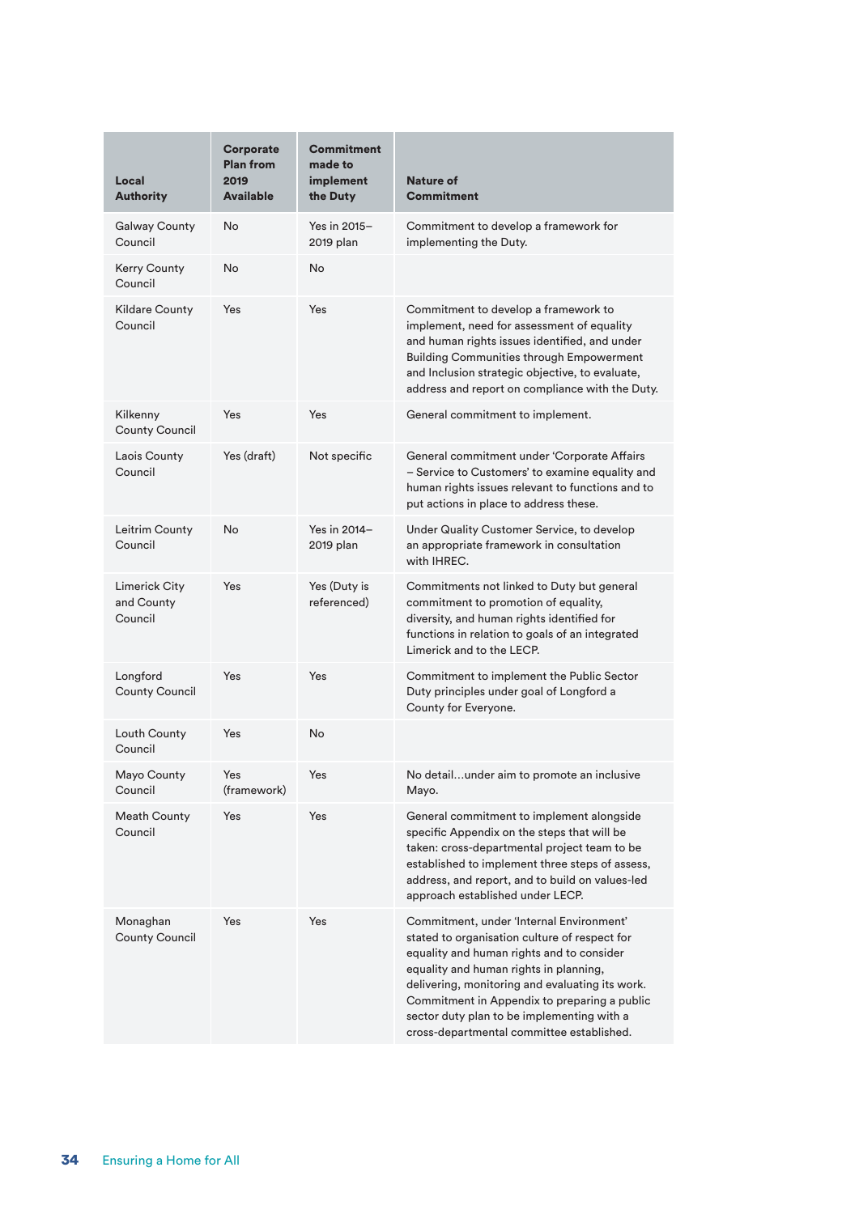| Local Authority | Corporate Plan from 2019 Available | Commitment made to implement the Duty | Nature of Commitment |
|---|---|---|---|
| Galway County Council | No | Yes in 2015–2019 plan | Commitment to develop a framework for implementing the Duty. |
| Kerry County Council | No | No | |
| Kildare County Council | Yes | Yes | Commitment to develop a framework to implement, need for assessment of equality and human rights issues identified, and under Building Communities through Empowerment and Inclusion strategic objective, to evaluate, address and report on compliance with the Duty. |
| Kilkenny County Council | Yes | Yes | General commitment to implement. |
| Laois County Council | Yes (draft) | Not specific | General commitment under 'Corporate Affairs – Service to Customers' to examine equality and human rights issues relevant to functions and to put actions in place to address these. |
| Leitrim County Council | No | Yes in 2014–2019 plan | Under Quality Customer Service, to develop an appropriate framework in consultation with IHREC. |
| Limerick City and County Council | Yes | Yes (Duty is referenced) | Commitments not linked to Duty but general commitment to promotion of equality, diversity, and human rights identified for functions in relation to goals of an integrated Limerick and to the LECP. |
| Longford County Council | Yes | Yes | Commitment to implement the Public Sector Duty principles under goal of Longford a County for Everyone. |
| Louth County Council | Yes | No | |
| Mayo County Council | Yes (framework) | Yes | No detail…under aim to promote an inclusive Mayo. |
| Meath County Council | Yes | Yes | General commitment to implement alongside specific Appendix on the steps that will be taken: cross-departmental project team to be established to implement three steps of assess, address, and report, and to build on values-led approach established under LECP. |
| Monaghan County Council | Yes | Yes | Commitment, under 'Internal Environment' stated to organisation culture of respect for equality and human rights and to consider equality and human rights in planning, delivering, monitoring and evaluating its work. Commitment in Appendix to preparing a public sector duty plan to be implementing with a cross-departmental committee established. |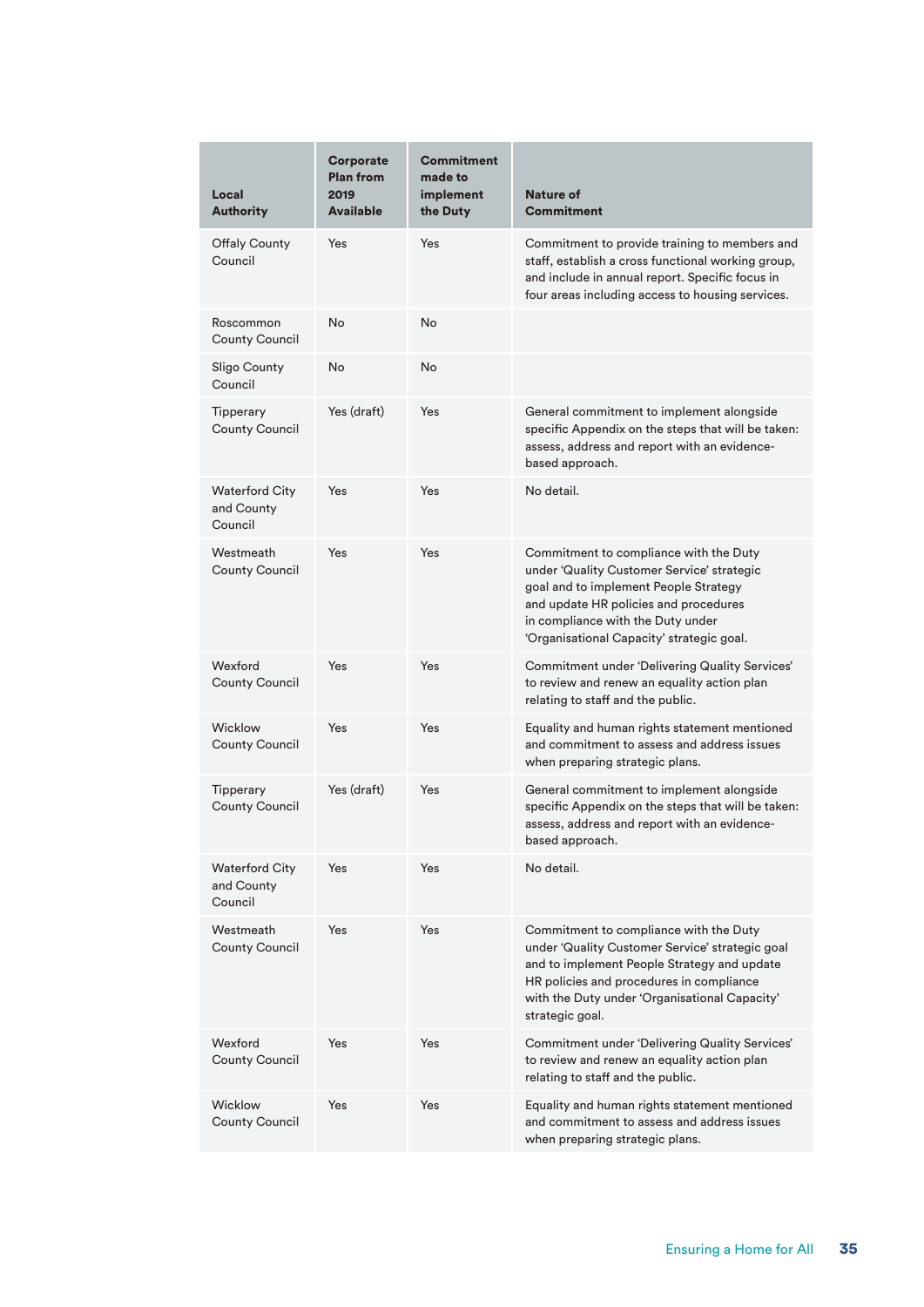| Local Authority | Corporate Plan from 2019 Available | Commitment made to implement the Duty | Nature of Commitment |
| --- | --- | --- | --- |
| Offaly County Council | Yes | Yes | Commitment to provide training to members and staff, establish a cross functional working group, and include in annual report. Specific focus in four areas including access to housing services. |
| Roscommon County Council | No | No | |
| Sligo County Council | No | No | |
| Tipperary County Council | Yes (draft) | Yes | General commitment to implement alongside specific Appendix on the steps that will be taken: assess, address and report with an evidence-based approach. |
| Waterford City and County Council | Yes | Yes | No detail. |
| Westmeath County Council | Yes | Yes | Commitment to compliance with the Duty under 'Quality Customer Service' strategic goal and to implement People Strategy and update HR policies and procedures in compliance with the Duty under 'Organisational Capacity' strategic goal. |
| Wexford County Council | Yes | Yes | Commitment under 'Delivering Quality Services' to review and renew an equality action plan relating to staff and the public. |
| Wicklow County Council | Yes | Yes | Equality and human rights statement mentioned and commitment to assess and address issues when preparing strategic plans. |
| Tipperary County Council | Yes (draft) | Yes | General commitment to implement alongside specific Appendix on the steps that will be taken: assess, address and report with an evidence-based approach. |
| Waterford City and County Council | Yes | Yes | No detail. |
| Westmeath County Council | Yes | Yes | Commitment to compliance with the Duty under 'Quality Customer Service' strategic goal and to implement People Strategy and update HR policies and procedures in compliance with the Duty under 'Organisational Capacity' strategic goal. |
| Wexford County Council | Yes | Yes | Commitment under 'Delivering Quality Services' to review and renew an equality action plan relating to staff and the public. |
| Wicklow County Council | Yes | Yes | Equality and human rights statement mentioned and commitment to assess and address issues when preparing strategic plans. |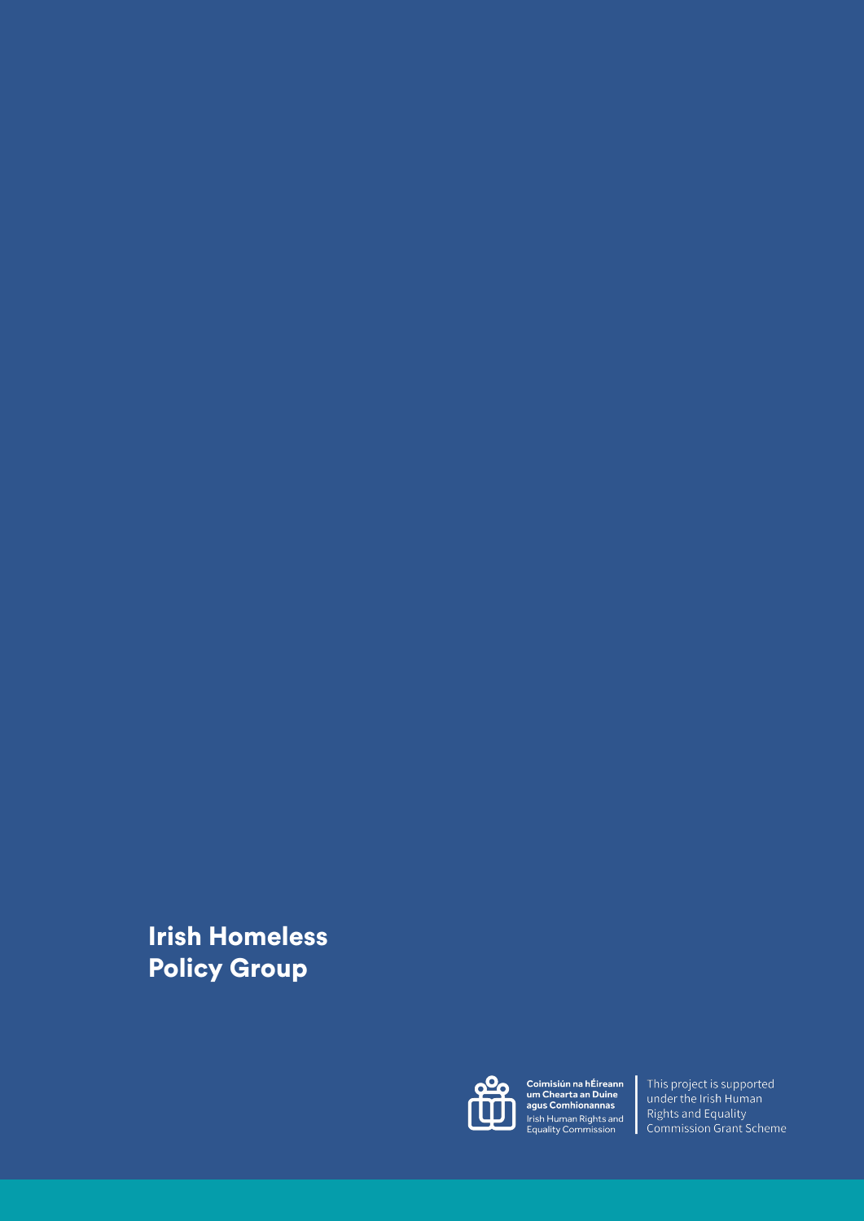**Irish Homeless Policy Group**

Coimisiún na hÉireann um Chearta an Duine agus Comhionannas
Irish Human Rights and Equality Commission

This project is supported under the Irish Human Rights and Equality Commission Grant Scheme